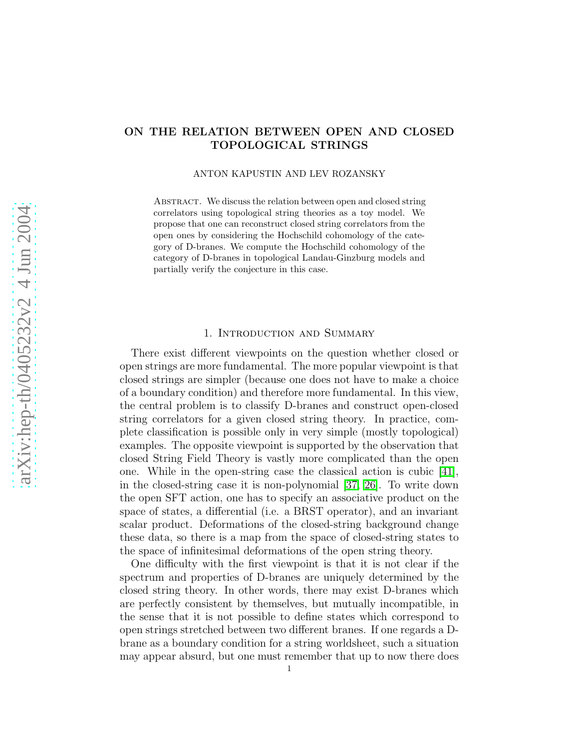# ON THE RELATION BETWEEN OPEN AND CLOSED TOPOLOGICAL STRINGS

ANTON KAPUSTIN AND LEV ROZANSKY

Abstract. We discuss the relation between open and closed string correlators using topological string theories as a toy model. We propose that one can reconstruct closed string correlators from the open ones by considering the Hochschild cohomology of the category of D-branes. We compute the Hochschild cohomology of the category of D-branes in topological Landau-Ginzburg models and partially verify the conjecture in this case.

## 1. Introduction and Summary

There exist different viewpoints on the question whether closed or open strings are more fundamental. The more popular viewpoint is that closed strings are simpler (because one does not have to make a choice of a boundary condition) and therefore more fundamental. In this view, the central problem is to classify D-branes and construct open-closed string correlators for a given closed string theory. In practice, complete classification is possible only in very simple (mostly topological) examples. The opposite viewpoint is supported by the observation that closed String Field Theory is vastly more complicated than the open one. While in the open-string case the classical action is cubic [41], in the closed-string case it is non-polynomial [37, 26]. To write down the open SFT action, one has to specify an associative product on the space of states, a differential (i.e. a BRST operator), and an invariant scalar product. Deformations of the closed-string background change these data, so there is a map from the space of closed-string states to the space of infinitesimal deformations of the open string theory.

One difficulty with the first viewpoint is that it is not clear if the spectrum and properties of D-branes are uniquely determined by the closed string theory. In other words, there may exist D-branes which are perfectly consistent by themselves, but mutually incompatible, in the sense that it is not possible to define states which correspond to open strings stretched between two different branes. If one regards a D-brane as a boundary condition for a string worldsheet, such a situation may appear absurd, but one must remember that up to now there does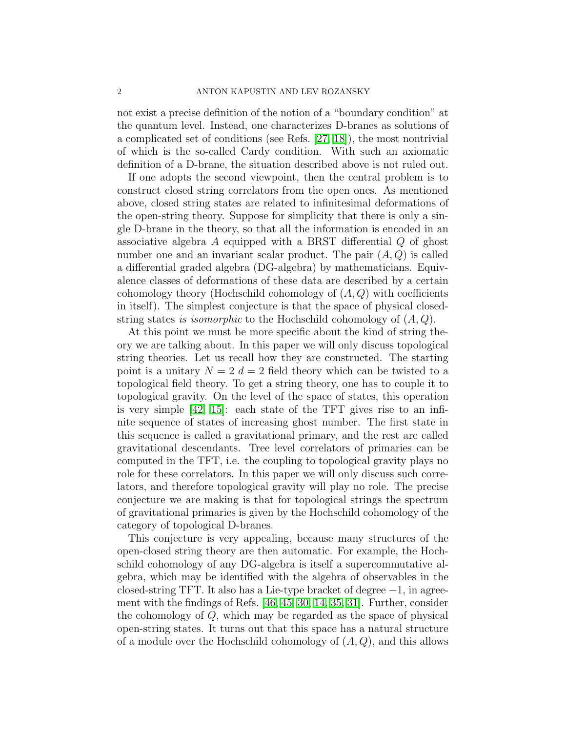not exist a precise definition of the notion of a "boundary condition" at the quantum level. Instead, one characterizes D-branes as solutions of a complicated set of conditions (see Refs. [27, 18]), the most nontrivial of which is the so-called Cardy condition. With such an axiomatic definition of a D-brane, the situation described above is not ruled out.

If one adopts the second viewpoint, then the central problem is to construct closed string correlators from the open ones. As mentioned above, closed string states are related to infinitesimal deformations of the open-string theory. Suppose for simplicity that there is only a single D-brane in the theory, so that all the information is encoded in an associative algebra $A$ equipped with a BRST differential $Q$ of ghost number one and an invariant scalar product. The pair $(A, Q)$ is called a differential graded algebra (DG-algebra) by mathematicians. Equivalence classes of deformations of these data are described by a certain cohomology theory (Hochschild cohomology of $(A, Q)$ with coefficients in itself). The simplest conjecture is that the space of physical closed-string states *is isomorphic* to the Hochschild cohomology of $(A, Q)$.

At this point we must be more specific about the kind of string theory we are talking about. In this paper we will only discuss topological string theories. Let us recall how they are constructed. The starting point is a unitary $N = 2$ $d = 2$ field theory which can be twisted to a topological field theory. To get a string theory, one has to couple it to topological gravity. On the level of the space of states, this operation is very simple [42, 15]: each state of the TFT gives rise to an infinite sequence of states of increasing ghost number. The first state in this sequence is called a gravitational primary, and the rest are called gravitational descendants. Tree level correlators of primaries can be computed in the TFT, i.e. the coupling to topological gravity plays no role for these correlators. In this paper we will only discuss such correlators, and therefore topological gravity will play no role. The precise conjecture we are making is that for topological strings the spectrum of gravitational primaries is given by the Hochschild cohomology of the category of topological D-branes.

This conjecture is very appealing, because many structures of the open-closed string theory are then automatic. For example, the Hochschild cohomology of any DG-algebra is itself a supercommutative algebra, which may be identified with the algebra of observables in the closed-string TFT. It also has a Lie-type bracket of degree $-1$, in agreement with the findings of Refs. [46, 45, 30, 14, 35, 31]. Further, consider the cohomology of $Q$, which may be regarded as the space of physical open-string states. It turns out that this space has a natural structure of a module over the Hochschild cohomology of $(A, Q)$, and this allows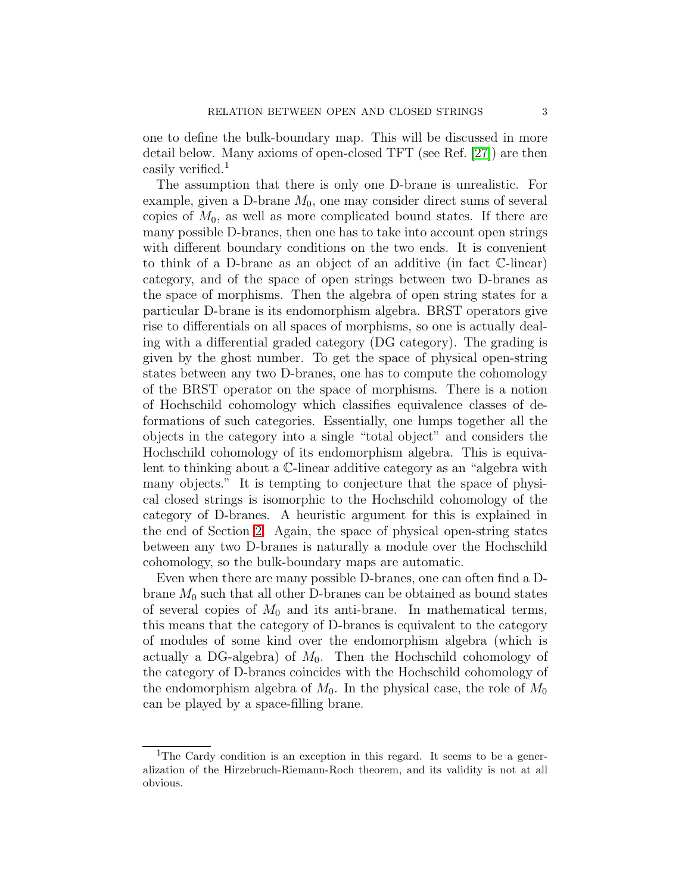one to define the bulk-boundary map. This will be discussed in more detail below. Many axioms of open-closed TFT (see Ref. [27]) are then easily verified.[1]

The assumption that there is only one D-brane is unrealistic. For example, given a D-brane $M_0$, one may consider direct sums of several copies of $M_0$, as well as more complicated bound states. If there are many possible D-branes, then one has to take into account open strings with different boundary conditions on the two ends. It is convenient to think of a D-brane as an object of an additive (in fact $\mathbb{C}$-linear) category, and of the space of open strings between two D-branes as the space of morphisms. Then the algebra of open string states for a particular D-brane is its endomorphism algebra. BRST operators give rise to differentials on all spaces of morphisms, so one is actually dealing with a differential graded category (DG category). The grading is given by the ghost number. To get the space of physical open-string states between any two D-branes, one has to compute the cohomology of the BRST operator on the space of morphisms. There is a notion of Hochschild cohomology which classifies equivalence classes of deformations of such categories. Essentially, one lumps together all the objects in the category into a single "total object" and considers the Hochschild cohomology of its endomorphism algebra. This is equivalent to thinking about a $\mathbb{C}$-linear additive category as an "algebra with many objects." It is tempting to conjecture that the space of physical closed strings is isomorphic to the Hochschild cohomology of the category of D-branes. A heuristic argument for this is explained in the end of Section 2. Again, the space of physical open-string states between any two D-branes is naturally a module over the Hochschild cohomology, so the bulk-boundary maps are automatic.

Even when there are many possible D-branes, one can often find a D-brane $M_0$ such that all other D-branes can be obtained as bound states of several copies of $M_0$ and its anti-brane. In mathematical terms, this means that the category of D-branes is equivalent to the category of modules of some kind over the endomorphism algebra (which is actually a DG-algebra) of $M_0$. Then the Hochschild cohomology of the category of D-branes coincides with the Hochschild cohomology of the endomorphism algebra of $M_0$. In the physical case, the role of $M_0$ can be played by a space-filling brane.

[1] The Cardy condition is an exception in this regard. It seems to be a generalization of the Hirzebruch-Riemann-Roch theorem, and its validity is not at all obvious.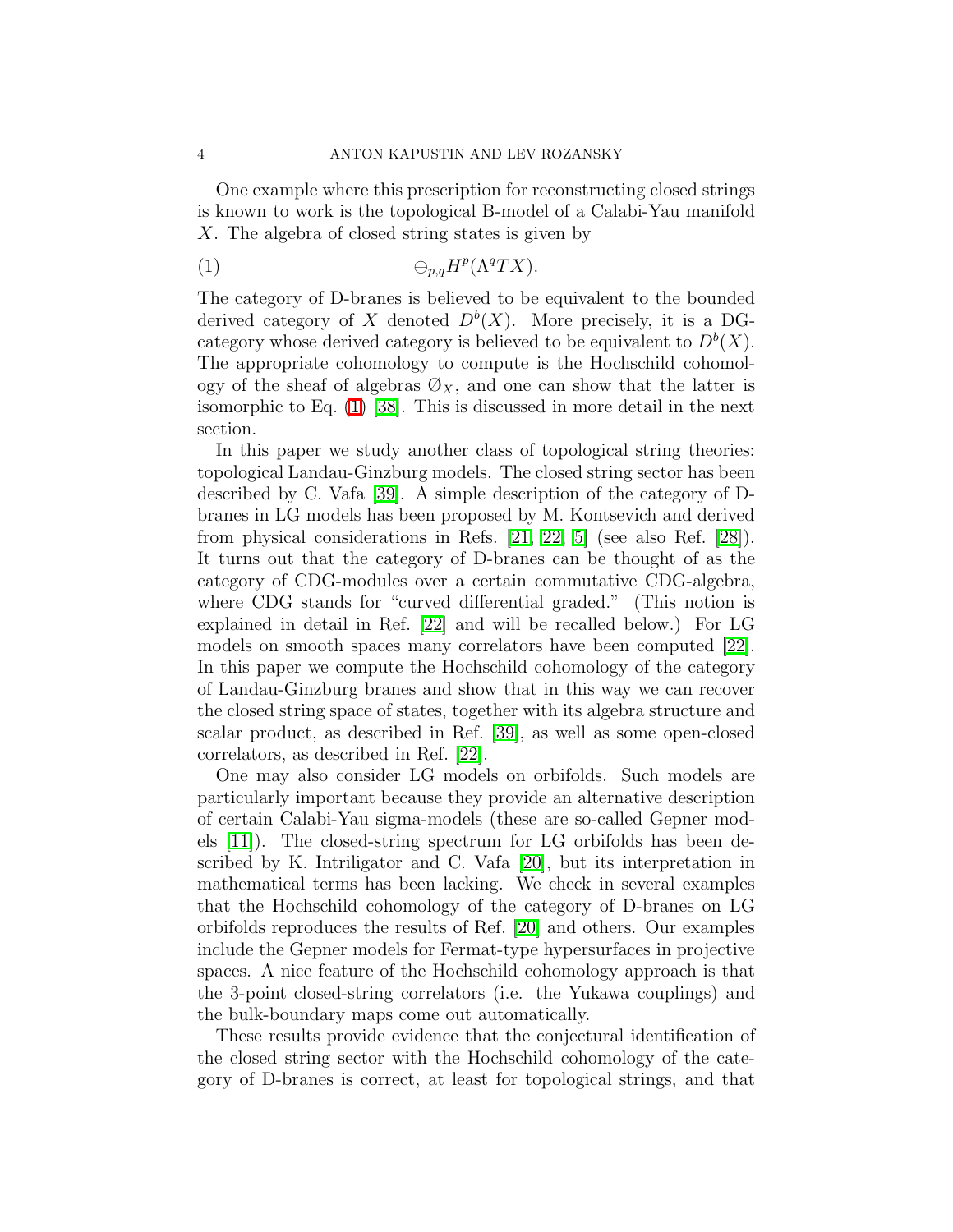One example where this prescription for reconstructing closed strings is known to work is the topological B-model of a Calabi-Yau manifold $X$. The algebra of closed string states is given by

$$\oplus_{p,q} H^p(\Lambda^q TX). \tag{1}$$

The category of D-branes is believed to be equivalent to the bounded derived category of $X$ denoted $D^b(X)$. More precisely, it is a DG-category whose derived category is believed to be equivalent to $D^b(X)$. The appropriate cohomology to compute is the Hochschild cohomology of the sheaf of algebras $\mathcal{O}_X$, and one can show that the latter is isomorphic to Eq. (1) [38]. This is discussed in more detail in the next section.

In this paper we study another class of topological string theories: topological Landau-Ginzburg models. The closed string sector has been described by C. Vafa [39]. A simple description of the category of D-branes in LG models has been proposed by M. Kontsevich and derived from physical considerations in Refs. [21, 22, 5] (see also Ref. [28]). It turns out that the category of D-branes can be thought of as the category of CDG-modules over a certain commutative CDG-algebra, where CDG stands for "curved differential graded." (This notion is explained in detail in Ref. [22] and will be recalled below.) For LG models on smooth spaces many correlators have been computed [22]. In this paper we compute the Hochschild cohomology of the category of Landau-Ginzburg branes and show that in this way we can recover the closed string space of states, together with its algebra structure and scalar product, as described in Ref. [39], as well as some open-closed correlators, as described in Ref. [22].

One may also consider LG models on orbifolds. Such models are particularly important because they provide an alternative description of certain Calabi-Yau sigma-models (these are so-called Gepner models [11]). The closed-string spectrum for LG orbifolds has been described by K. Intriligator and C. Vafa [20], but its interpretation in mathematical terms has been lacking. We check in several examples that the Hochschild cohomology of the category of D-branes on LG orbifolds reproduces the results of Ref. [20] and others. Our examples include the Gepner models for Fermat-type hypersurfaces in projective spaces. A nice feature of the Hochschild cohomology approach is that the 3-point closed-string correlators (i.e. the Yukawa couplings) and the bulk-boundary maps come out automatically.

These results provide evidence that the conjectural identification of the closed string sector with the Hochschild cohomology of the category of D-branes is correct, at least for topological strings, and that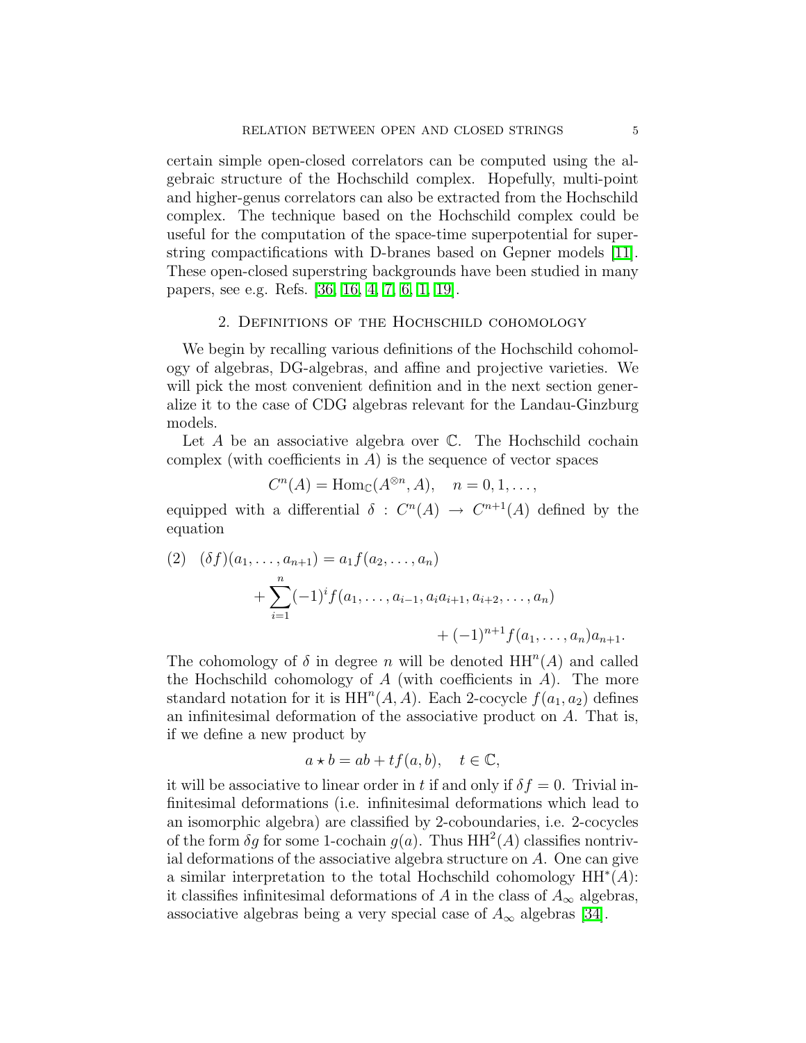certain simple open-closed correlators can be computed using the algebraic structure of the Hochschild complex. Hopefully, multi-point and higher-genus correlators can also be extracted from the Hochschild complex. The technique based on the Hochschild complex could be useful for the computation of the space-time superpotential for superstring compactifications with D-branes based on Gepner models [11]. These open-closed superstring backgrounds have been studied in many papers, see e.g. Refs. [36, 16, 4, 7, 6, 1, 19].

## 2. Definitions of the Hochschild cohomology

We begin by recalling various definitions of the Hochschild cohomology of algebras, DG-algebras, and affine and projective varieties. We will pick the most convenient definition and in the next section generalize it to the case of CDG algebras relevant for the Landau-Ginzburg models.

Let $A$ be an associative algebra over $\mathbb{C}$. The Hochschild cochain complex (with coefficients in $A$) is the sequence of vector spaces

$$C^n(A) = \mathrm{Hom}_{\mathbb{C}}(A^{\otimes n}, A), \quad n = 0, 1, \dots,$$

equipped with a differential $\delta : C^n(A) \to C^{n+1}(A)$ defined by the equation

$$(2) \quad (\delta f)(a_1, \dots, a_{n+1}) = a_1 f(a_2, \dots, a_n) + \sum_{i=1}^{n} (-1)^i f(a_1, \dots, a_{i-1}, a_i a_{i+1}, a_{i+2}, \dots, a_n) + (-1)^{n+1} f(a_1, \dots, a_n) a_{n+1}.$$

The cohomology of $\delta$ in degree $n$ will be denoted $\mathrm{HH}^n(A)$ and called the Hochschild cohomology of $A$ (with coefficients in $A$). The more standard notation for it is $\mathrm{HH}^n(A, A)$. Each 2-cocycle $f(a_1, a_2)$ defines an infinitesimal deformation of the associative product on $A$. That is, if we define a new product by

$$a \star b = ab + t f(a, b), \quad t \in \mathbb{C},$$

it will be associative to linear order in $t$ if and only if $\delta f = 0$. Trivial infinitesimal deformations (i.e. infinitesimal deformations which lead to an isomorphic algebra) are classified by 2-coboundaries, i.e. 2-cocycles of the form $\delta g$ for some 1-cochain $g(a)$. Thus $\mathrm{HH}^2(A)$ classifies nontrivial deformations of the associative algebra structure on $A$. One can give a similar interpretation to the total Hochschild cohomology $\mathrm{HH}^*(A)$: it classifies infinitesimal deformations of $A$ in the class of $A_\infty$ algebras, associative algebras being a very special case of $A_\infty$ algebras [34].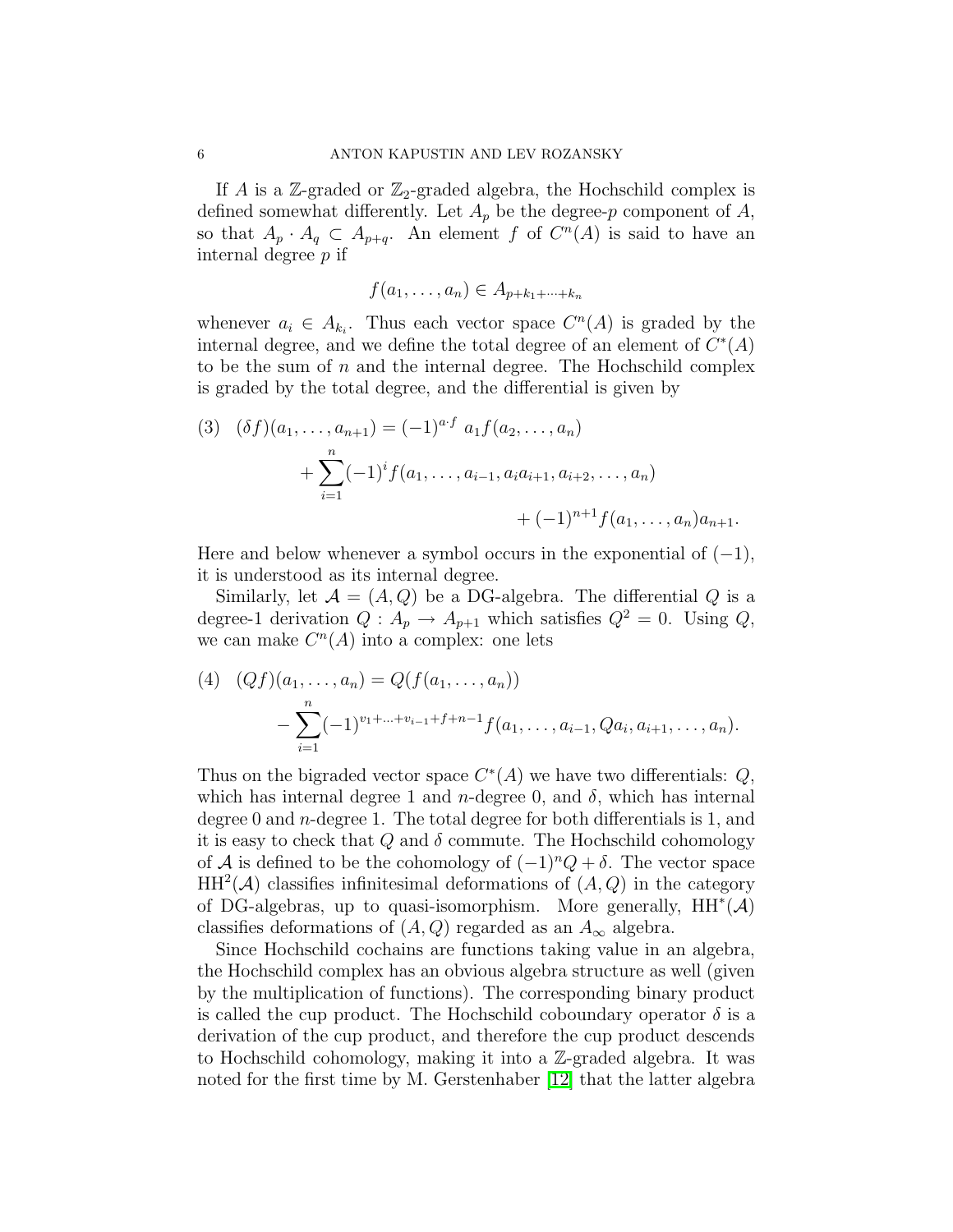If $A$ is a $\mathbb{Z}$-graded or $\mathbb{Z}_2$-graded algebra, the Hochschild complex is defined somewhat differently. Let $A_p$ be the degree-$p$ component of $A$, so that $A_p \cdot A_q \subset A_{p+q}$. An element $f$ of $C^n(A)$ is said to have an internal degree $p$ if

$$f(a_1, \ldots, a_n) \in A_{p+k_1+\cdots+k_n}$$

whenever $a_i \in A_{k_i}$. Thus each vector space $C^n(A)$ is graded by the internal degree, and we define the total degree of an element of $C^*(A)$ to be the sum of $n$ and the internal degree. The Hochschild complex is graded by the total degree, and the differential is given by

$$(3) \quad (\delta f)(a_1, \ldots, a_{n+1}) = (-1)^{a \cdot f}\ a_1 f(a_2, \ldots, a_n) + \sum_{i=1}^{n} (-1)^i f(a_1, \ldots, a_{i-1}, a_i a_{i+1}, a_{i+2}, \ldots, a_n) + (-1)^{n+1} f(a_1, \ldots, a_n) a_{n+1}.$$

Here and below whenever a symbol occurs in the exponential of $(-1)$, it is understood as its internal degree.

Similarly, let $\mathcal{A} = (A, Q)$ be a DG-algebra. The differential $Q$ is a degree-1 derivation $Q : A_p \to A_{p+1}$ which satisfies $Q^2 = 0$. Using $Q$, we can make $C^n(A)$ into a complex: one lets

$$(4) \quad (Qf)(a_1, \ldots, a_n) = Q(f(a_1, \ldots, a_n)) - \sum_{i=1}^{n} (-1)^{v_1+\ldots+v_{i-1}+f+n-1} f(a_1, \ldots, a_{i-1}, Qa_i, a_{i+1}, \ldots, a_n).$$

Thus on the bigraded vector space $C^*(A)$ we have two differentials: $Q$, which has internal degree 1 and $n$-degree 0, and $\delta$, which has internal degree 0 and $n$-degree 1. The total degree for both differentials is 1, and it is easy to check that $Q$ and $\delta$ commute. The Hochschild cohomology of $\mathcal{A}$ is defined to be the cohomology of $(-1)^n Q + \delta$. The vector space $\mathrm{HH}^2(\mathcal{A})$ classifies infinitesimal deformations of $(A, Q)$ in the category of DG-algebras, up to quasi-isomorphism. More generally, $\mathrm{HH}^*(\mathcal{A})$ classifies deformations of $(A, Q)$ regarded as an $A_\infty$ algebra.

Since Hochschild cochains are functions taking value in an algebra, the Hochschild complex has an obvious algebra structure as well (given by the multiplication of functions). The corresponding binary product is called the cup product. The Hochschild coboundary operator $\delta$ is a derivation of the cup product, and therefore the cup product descends to Hochschild cohomology, making it into a $\mathbb{Z}$-graded algebra. It was noted for the first time by M. Gerstenhaber [12] that the latter algebra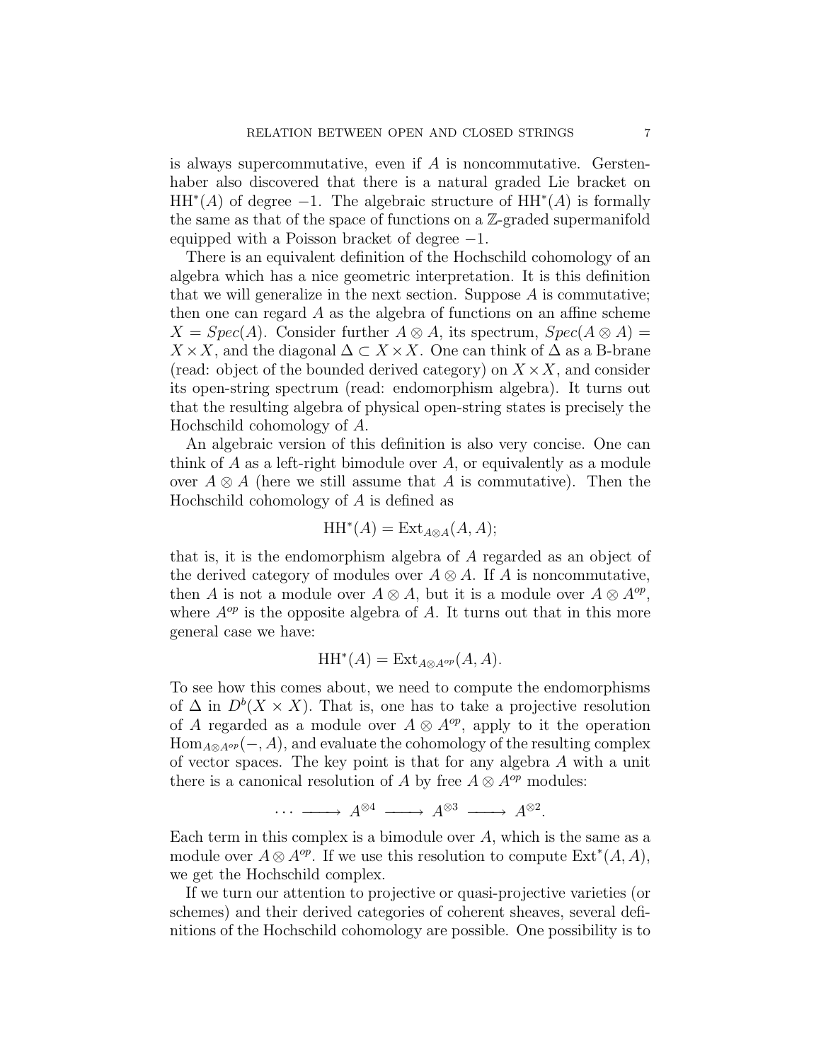is always supercommutative, even if $A$ is noncommutative. Gerstenhaber also discovered that there is a natural graded Lie bracket on $\mathrm{HH}^*(A)$ of degree $-1$. The algebraic structure of $\mathrm{HH}^*(A)$ is formally the same as that of the space of functions on a $\mathbb{Z}$-graded supermanifold equipped with a Poisson bracket of degree $-1$.

There is an equivalent definition of the Hochschild cohomology of an algebra which has a nice geometric interpretation. It is this definition that we will generalize in the next section. Suppose $A$ is commutative; then one can regard $A$ as the algebra of functions on an affine scheme $X = Spec(A)$. Consider further $A \otimes A$, its spectrum, $Spec(A \otimes A) = X \times X$, and the diagonal $\Delta \subset X \times X$. One can think of $\Delta$ as a B-brane (read: object of the bounded derived category) on $X \times X$, and consider its open-string spectrum (read: endomorphism algebra). It turns out that the resulting algebra of physical open-string states is precisely the Hochschild cohomology of $A$.

An algebraic version of this definition is also very concise. One can think of $A$ as a left-right bimodule over $A$, or equivalently as a module over $A \otimes A$ (here we still assume that $A$ is commutative). Then the Hochschild cohomology of $A$ is defined as

$$\mathrm{HH}^*(A) = \mathrm{Ext}_{A \otimes A}(A, A);$$

that is, it is the endomorphism algebra of $A$ regarded as an object of the derived category of modules over $A \otimes A$. If $A$ is noncommutative, then $A$ is not a module over $A \otimes A$, but it is a module over $A \otimes A^{op}$, where $A^{op}$ is the opposite algebra of $A$. It turns out that in this more general case we have:

$$\mathrm{HH}^*(A) = \mathrm{Ext}_{A \otimes A^{op}}(A, A).$$

To see how this comes about, we need to compute the endomorphisms of $\Delta$ in $D^b(X \times X)$. That is, one has to take a projective resolution of $A$ regarded as a module over $A \otimes A^{op}$, apply to it the operation $\mathrm{Hom}_{A \otimes A^{op}}(-, A)$, and evaluate the cohomology of the resulting complex of vector spaces. The key point is that for any algebra $A$ with a unit there is a canonical resolution of $A$ by free $A \otimes A^{op}$ modules:

$$\cdots \longrightarrow A^{\otimes 4} \longrightarrow A^{\otimes 3} \longrightarrow A^{\otimes 2}.$$

Each term in this complex is a bimodule over $A$, which is the same as a module over $A \otimes A^{op}$. If we use this resolution to compute $\mathrm{Ext}^*(A, A)$, we get the Hochschild complex.

If we turn our attention to projective or quasi-projective varieties (or schemes) and their derived categories of coherent sheaves, several definitions of the Hochschild cohomology are possible. One possibility is to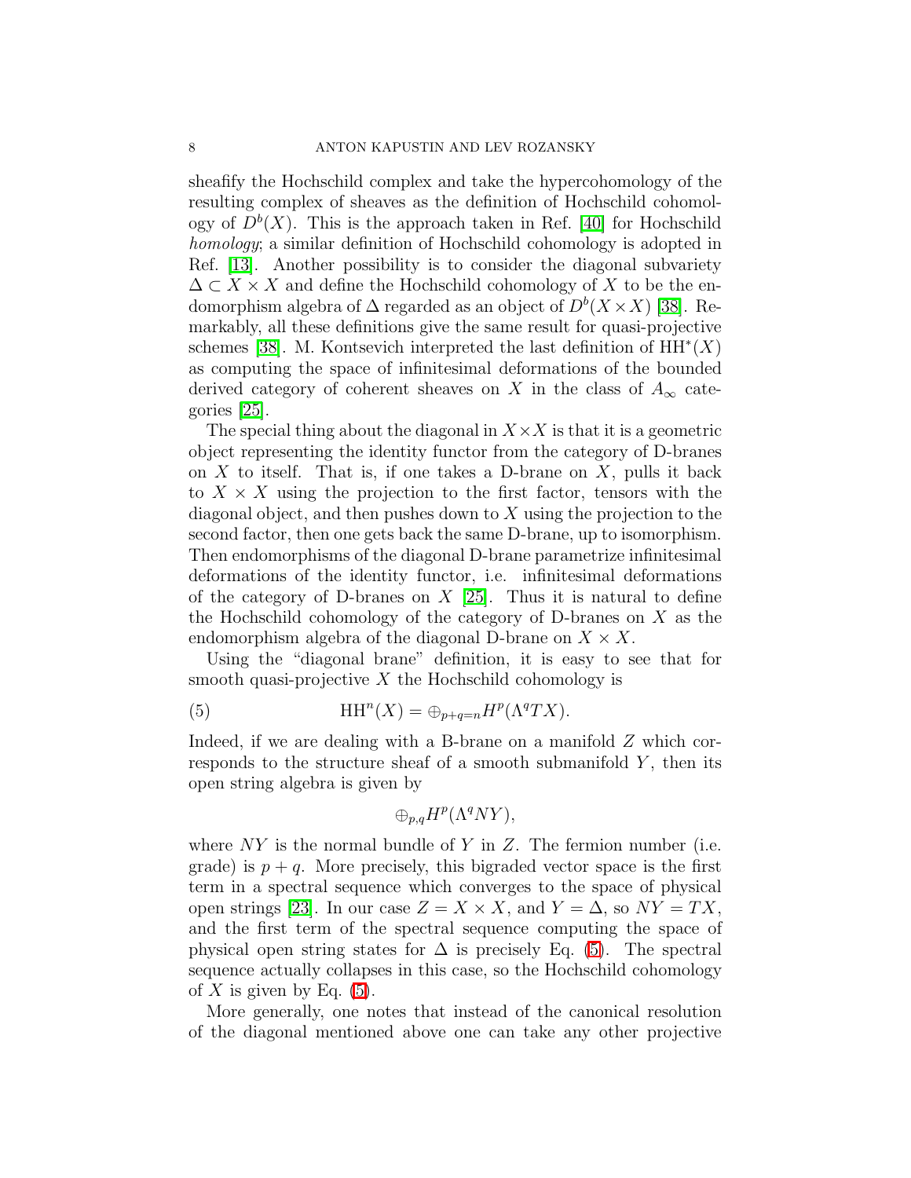sheafify the Hochschild complex and take the hypercohomology of the resulting complex of sheaves as the definition of Hochschild cohomology of $D^b(X)$. This is the approach taken in Ref. [40] for Hochschild *homology*; a similar definition of Hochschild cohomology is adopted in Ref. [13]. Another possibility is to consider the diagonal subvariety $\Delta \subset X \times X$ and define the Hochschild cohomology of $X$ to be the endomorphism algebra of $\Delta$ regarded as an object of $D^b(X \times X)$ [38]. Remarkably, all these definitions give the same result for quasi-projective schemes [38]. M. Kontsevich interpreted the last definition of $\mathrm{HH}^*(X)$ as computing the space of infinitesimal deformations of the bounded derived category of coherent sheaves on $X$ in the class of $A_\infty$ categories [25].

The special thing about the diagonal in $X \times X$ is that it is a geometric object representing the identity functor from the category of D-branes on $X$ to itself. That is, if one takes a D-brane on $X$, pulls it back to $X \times X$ using the projection to the first factor, tensors with the diagonal object, and then pushes down to $X$ using the projection to the second factor, then one gets back the same D-brane, up to isomorphism. Then endomorphisms of the diagonal D-brane parametrize infinitesimal deformations of the identity functor, i.e. infinitesimal deformations of the category of D-branes on $X$ [25]. Thus it is natural to define the Hochschild cohomology of the category of D-branes on $X$ as the endomorphism algebra of the diagonal D-brane on $X \times X$.

Using the "diagonal brane" definition, it is easy to see that for smooth quasi-projective $X$ the Hochschild cohomology is

$$\mathrm{HH}^n(X) = \oplus_{p+q=n} H^p(\Lambda^q TX). \tag{5}$$

Indeed, if we are dealing with a B-brane on a manifold $Z$ which corresponds to the structure sheaf of a smooth submanifold $Y$, then its open string algebra is given by

$$\oplus_{p,q} H^p(\Lambda^q NY),$$

where $NY$ is the normal bundle of $Y$ in $Z$. The fermion number (i.e. grade) is $p+q$. More precisely, this bigraded vector space is the first term in a spectral sequence which converges to the space of physical open strings [23]. In our case $Z = X \times X$, and $Y = \Delta$, so $NY = TX$, and the first term of the spectral sequence computing the space of physical open string states for $\Delta$ is precisely Eq. (5). The spectral sequence actually collapses in this case, so the Hochschild cohomology of $X$ is given by Eq. (5).

More generally, one notes that instead of the canonical resolution of the diagonal mentioned above one can take any other projective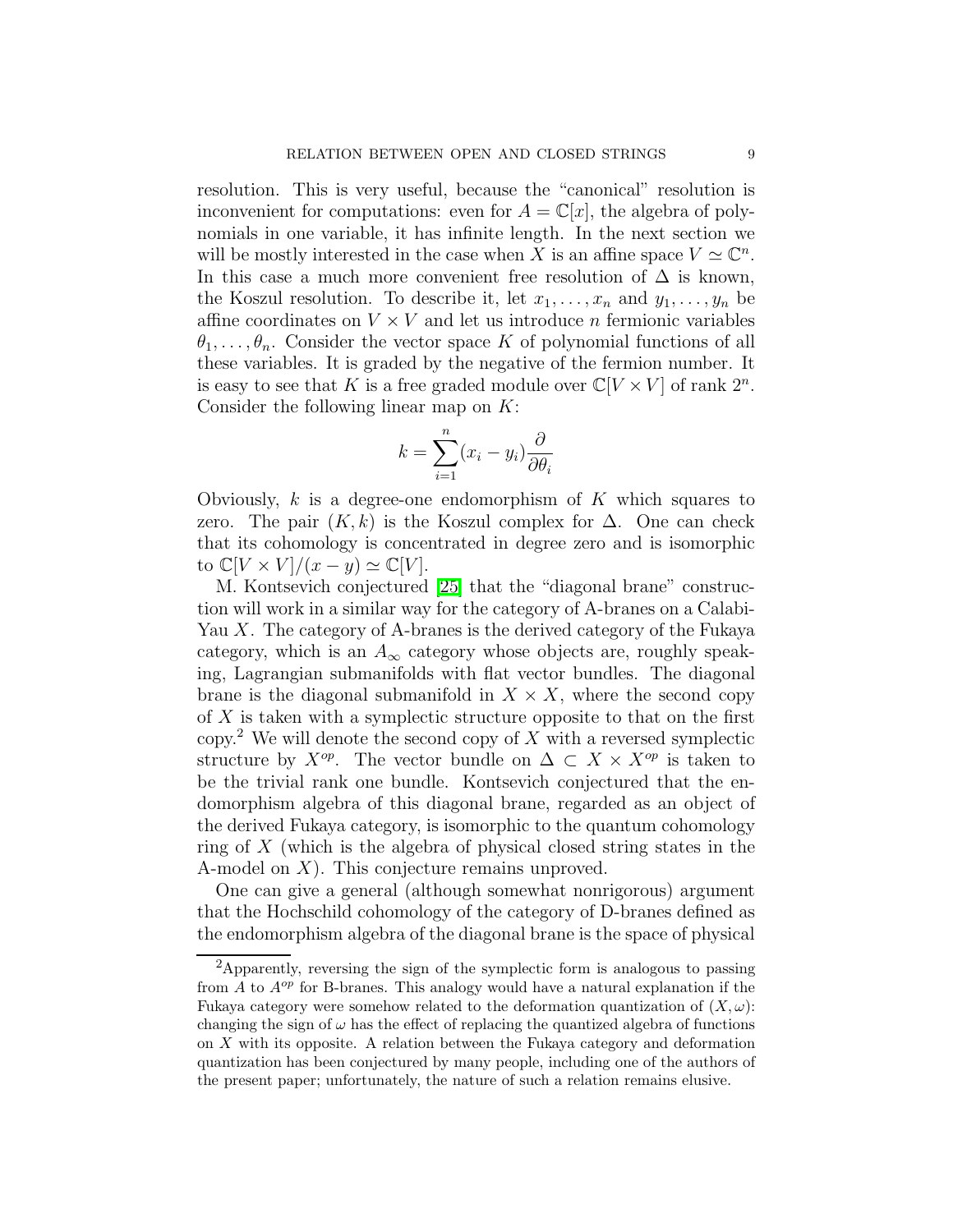resolution. This is very useful, because the "canonical" resolution is inconvenient for computations: even for $A = \mathbb{C}[x]$, the algebra of polynomials in one variable, it has infinite length. In the next section we will be mostly interested in the case when $X$ is an affine space $V \simeq \mathbb{C}^n$. In this case a much more convenient free resolution of $\Delta$ is known, the Koszul resolution. To describe it, let $x_1, \ldots, x_n$ and $y_1, \ldots, y_n$ be affine coordinates on $V \times V$ and let us introduce $n$ fermionic variables $\theta_1, \ldots, \theta_n$. Consider the vector space $K$ of polynomial functions of all these variables. It is graded by the negative of the fermion number. It is easy to see that $K$ is a free graded module over $\mathbb{C}[V \times V]$ of rank $2^n$. Consider the following linear map on $K$:

$$k = \sum_{i=1}^{n} (x_i - y_i) \frac{\partial}{\partial \theta_i}$$

Obviously, $k$ is a degree-one endomorphism of $K$ which squares to zero. The pair $(K, k)$ is the Koszul complex for $\Delta$. One can check that its cohomology is concentrated in degree zero and is isomorphic to $\mathbb{C}[V \times V]/(x - y) \simeq \mathbb{C}[V]$.

M. Kontsevich conjectured [25] that the "diagonal brane" construction will work in a similar way for the category of A-branes on a Calabi-Yau $X$. The category of A-branes is the derived category of the Fukaya category, which is an $A_\infty$ category whose objects are, roughly speaking, Lagrangian submanifolds with flat vector bundles. The diagonal brane is the diagonal submanifold in $X \times X$, where the second copy of $X$ is taken with a symplectic structure opposite to that on the first copy.[2] We will denote the second copy of $X$ with a reversed symplectic structure by $X^{op}$. The vector bundle on $\Delta \subset X \times X^{op}$ is taken to be the trivial rank one bundle. Kontsevich conjectured that the endomorphism algebra of this diagonal brane, regarded as an object of the derived Fukaya category, is isomorphic to the quantum cohomology ring of $X$ (which is the algebra of physical closed string states in the A-model on $X$). This conjecture remains unproved.

One can give a general (although somewhat nonrigorous) argument that the Hochschild cohomology of the category of D-branes defined as the endomorphism algebra of the diagonal brane is the space of physical

[2] Apparently, reversing the sign of the symplectic form is analogous to passing from $A$ to $A^{op}$ for B-branes. This analogy would have a natural explanation if the Fukaya category were somehow related to the deformation quantization of $(X, \omega)$: changing the sign of $\omega$ has the effect of replacing the quantized algebra of functions on $X$ with its opposite. A relation between the Fukaya category and deformation quantization has been conjectured by many people, including one of the authors of the present paper; unfortunately, the nature of such a relation remains elusive.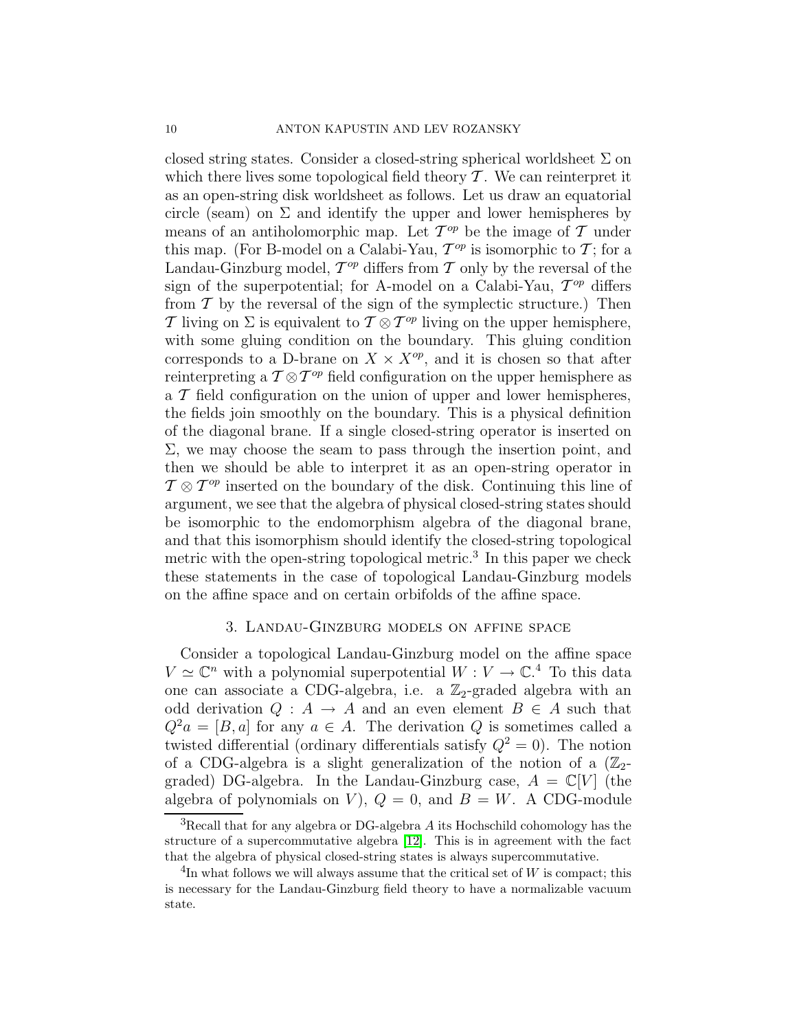closed string states. Consider a closed-string spherical worldsheet $\Sigma$ on which there lives some topological field theory $\mathcal{T}$. We can reinterpret it as an open-string disk worldsheet as follows. Let us draw an equatorial circle (seam) on $\Sigma$ and identify the upper and lower hemispheres by means of an antiholomorphic map. Let $\mathcal{T}^{op}$ be the image of $\mathcal{T}$ under this map. (For B-model on a Calabi-Yau, $\mathcal{T}^{op}$ is isomorphic to $\mathcal{T}$; for a Landau-Ginzburg model, $\mathcal{T}^{op}$ differs from $\mathcal{T}$ only by the reversal of the sign of the superpotential; for A-model on a Calabi-Yau, $\mathcal{T}^{op}$ differs from $\mathcal{T}$ by the reversal of the sign of the symplectic structure.) Then $\mathcal{T}$ living on $\Sigma$ is equivalent to $\mathcal{T} \otimes \mathcal{T}^{op}$ living on the upper hemisphere, with some gluing condition on the boundary. This gluing condition corresponds to a D-brane on $X \times X^{op}$, and it is chosen so that after reinterpreting a $\mathcal{T} \otimes \mathcal{T}^{op}$ field configuration on the upper hemisphere as a $\mathcal{T}$ field configuration on the union of upper and lower hemispheres, the fields join smoothly on the boundary. This is a physical definition of the diagonal brane. If a single closed-string operator is inserted on $\Sigma$, we may choose the seam to pass through the insertion point, and then we should be able to interpret it as an open-string operator in $\mathcal{T} \otimes \mathcal{T}^{op}$ inserted on the boundary of the disk. Continuing this line of argument, we see that the algebra of physical closed-string states should be isomorphic to the endomorphism algebra of the diagonal brane, and that this isomorphism should identify the closed-string topological metric with the open-string topological metric.[3] In this paper we check these statements in the case of topological Landau-Ginzburg models on the affine space and on certain orbifolds of the affine space.

## 3. Landau-Ginzburg models on affine space

Consider a topological Landau-Ginzburg model on the affine space $V \simeq \mathbb{C}^n$ with a polynomial superpotential $W : V \to \mathbb{C}$.[4] To this data one can associate a CDG-algebra, i.e. a $\mathbb{Z}_2$-graded algebra with an odd derivation $Q : A \to A$ and an even element $B \in A$ such that $Q^2 a = [B, a]$ for any $a \in A$. The derivation $Q$ is sometimes called a twisted differential (ordinary differentials satisfy $Q^2 = 0$). The notion of a CDG-algebra is a slight generalization of the notion of a ($\mathbb{Z}_2$-graded) DG-algebra. In the Landau-Ginzburg case, $A = \mathbb{C}[V]$ (the algebra of polynomials on $V$), $Q = 0$, and $B = W$. A CDG-module

---

[3] Recall that for any algebra or DG-algebra $A$ its Hochschild cohomology has the structure of a supercommutative algebra [12]. This is in agreement with the fact that the algebra of physical closed-string states is always supercommutative.

[4] In what follows we will always assume that the critical set of $W$ is compact; this is necessary for the Landau-Ginzburg field theory to have a normalizable vacuum state.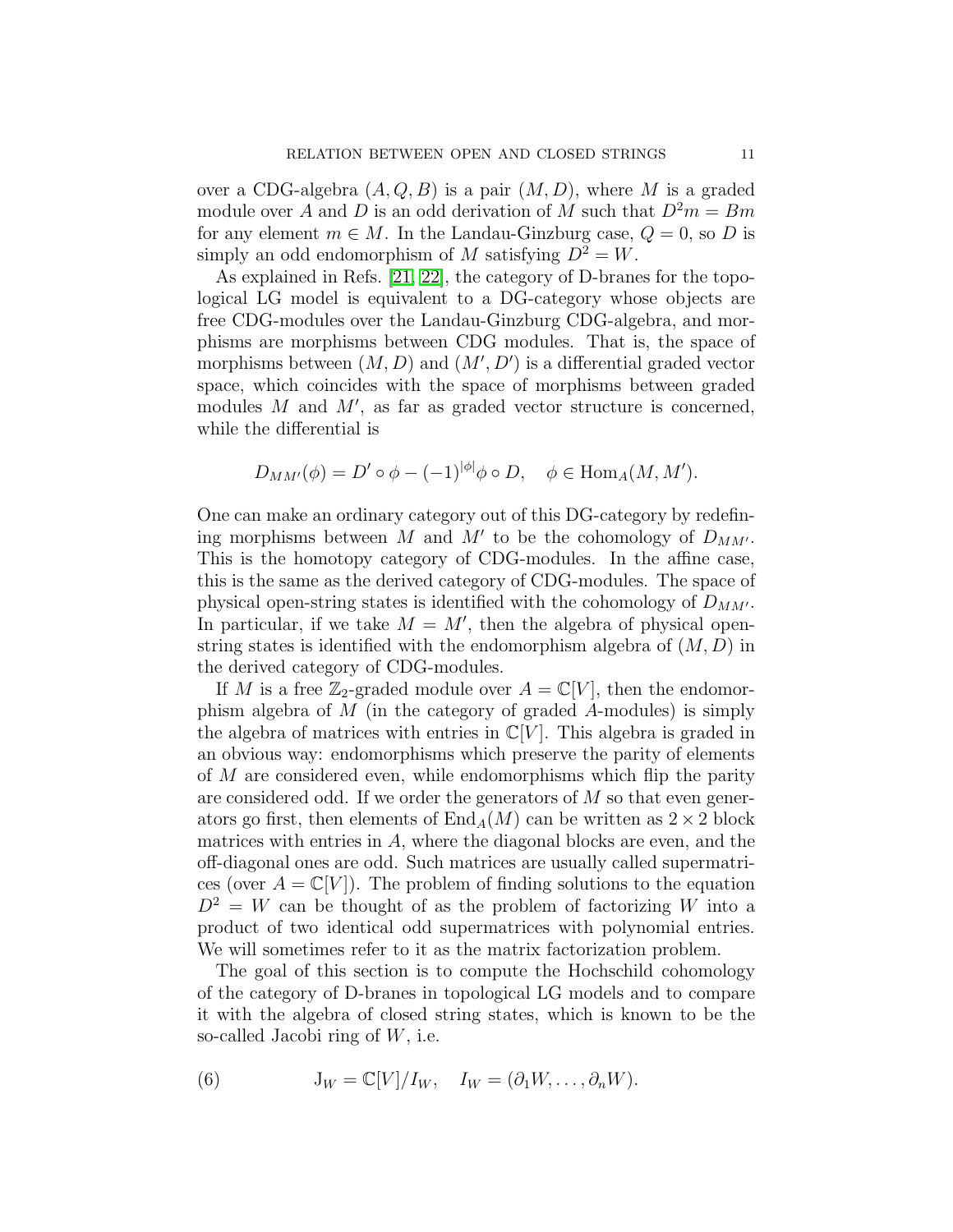over a CDG-algebra $(A, Q, B)$ is a pair $(M, D)$, where $M$ is a graded module over $A$ and $D$ is an odd derivation of $M$ such that $D^2 m = Bm$ for any element $m \in M$. In the Landau-Ginzburg case, $Q = 0$, so $D$ is simply an odd endomorphism of $M$ satisfying $D^2 = W$.

As explained in Refs. [21, 22], the category of D-branes for the topological LG model is equivalent to a DG-category whose objects are free CDG-modules over the Landau-Ginzburg CDG-algebra, and morphisms are morphisms between CDG modules. That is, the space of morphisms between $(M, D)$ and $(M', D')$ is a differential graded vector space, which coincides with the space of morphisms between graded modules $M$ and $M'$, as far as graded vector structure is concerned, while the differential is

$$D_{MM'}(\phi) = D' \circ \phi - (-1)^{|\phi|} \phi \circ D, \quad \phi \in \mathrm{Hom}_A(M, M').$$

One can make an ordinary category out of this DG-category by redefining morphisms between $M$ and $M'$ to be the cohomology of $D_{MM'}$. This is the homotopy category of CDG-modules. In the affine case, this is the same as the derived category of CDG-modules. The space of physical open-string states is identified with the cohomology of $D_{MM'}$. In particular, if we take $M = M'$, then the algebra of physical open-string states is identified with the endomorphism algebra of $(M, D)$ in the derived category of CDG-modules.

If $M$ is a free $\mathbb{Z}_2$-graded module over $A = \mathbb{C}[V]$, then the endomorphism algebra of $M$ (in the category of graded $A$-modules) is simply the algebra of matrices with entries in $\mathbb{C}[V]$. This algebra is graded in an obvious way: endomorphisms which preserve the parity of elements of $M$ are considered even, while endomorphisms which flip the parity are considered odd. If we order the generators of $M$ so that even generators go first, then elements of $\mathrm{End}_A(M)$ can be written as $2 \times 2$ block matrices with entries in $A$, where the diagonal blocks are even, and the off-diagonal ones are odd. Such matrices are usually called supermatrices (over $A = \mathbb{C}[V]$). The problem of finding solutions to the equation $D^2 = W$ can be thought of as the problem of factorizing $W$ into a product of two identical odd supermatrices with polynomial entries. We will sometimes refer to it as the matrix factorization problem.

The goal of this section is to compute the Hochschild cohomology of the category of D-branes in topological LG models and to compare it with the algebra of closed string states, which is known to be the so-called Jacobi ring of $W$, i.e.

$$\mathrm{J}_W = \mathbb{C}[V]/I_W, \quad I_W = (\partial_1 W, \ldots, \partial_n W). \tag{6}$$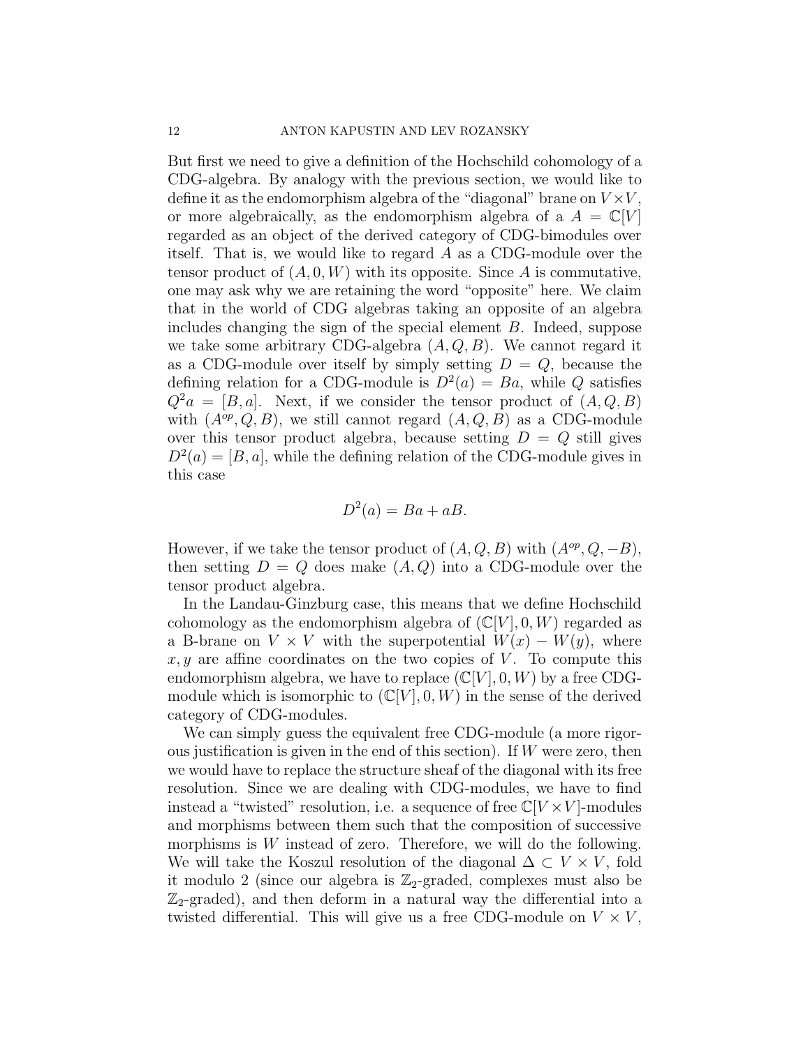But first we need to give a definition of the Hochschild cohomology of a CDG-algebra. By analogy with the previous section, we would like to define it as the endomorphism algebra of the "diagonal" brane on $V \times V$, or more algebraically, as the endomorphism algebra of a $A = \mathbb{C}[V]$ regarded as an object of the derived category of CDG-bimodules over itself. That is, we would like to regard $A$ as a CDG-module over the tensor product of $(A, 0, W)$ with its opposite. Since $A$ is commutative, one may ask why we are retaining the word "opposite" here. We claim that in the world of CDG algebras taking an opposite of an algebra includes changing the sign of the special element $B$. Indeed, suppose we take some arbitrary CDG-algebra $(A, Q, B)$. We cannot regard it as a CDG-module over itself by simply setting $D = Q$, because the defining relation for a CDG-module is $D^2(a) = Ba$, while $Q$ satisfies $Q^2 a = [B, a]$. Next, if we consider the tensor product of $(A, Q, B)$ with $(A^{op}, Q, B)$, we still cannot regard $(A, Q, B)$ as a CDG-module over this tensor product algebra, because setting $D = Q$ still gives $D^2(a) = [B, a]$, while the defining relation of the CDG-module gives in this case

$$D^2(a) = Ba + aB.$$

However, if we take the tensor product of $(A, Q, B)$ with $(A^{op}, Q, -B)$, then setting $D = Q$ does make $(A, Q)$ into a CDG-module over the tensor product algebra.

In the Landau-Ginzburg case, this means that we define Hochschild cohomology as the endomorphism algebra of $(\mathbb{C}[V], 0, W)$ regarded as a B-brane on $V \times V$ with the superpotential $W(x) - W(y)$, where $x, y$ are affine coordinates on the two copies of $V$. To compute this endomorphism algebra, we have to replace $(\mathbb{C}[V], 0, W)$ by a free CDG-module which is isomorphic to $(\mathbb{C}[V], 0, W)$ in the sense of the derived category of CDG-modules.

We can simply guess the equivalent free CDG-module (a more rigorous justification is given in the end of this section). If $W$ were zero, then we would have to replace the structure sheaf of the diagonal with its free resolution. Since we are dealing with CDG-modules, we have to find instead a "twisted" resolution, i.e. a sequence of free $\mathbb{C}[V \times V]$-modules and morphisms between them such that the composition of successive morphisms is $W$ instead of zero. Therefore, we will do the following. We will take the Koszul resolution of the diagonal $\Delta \subset V \times V$, fold it modulo 2 (since our algebra is $\mathbb{Z}_2$-graded, complexes must also be $\mathbb{Z}_2$-graded), and then deform in a natural way the differential into a twisted differential. This will give us a free CDG-module on $V \times V$,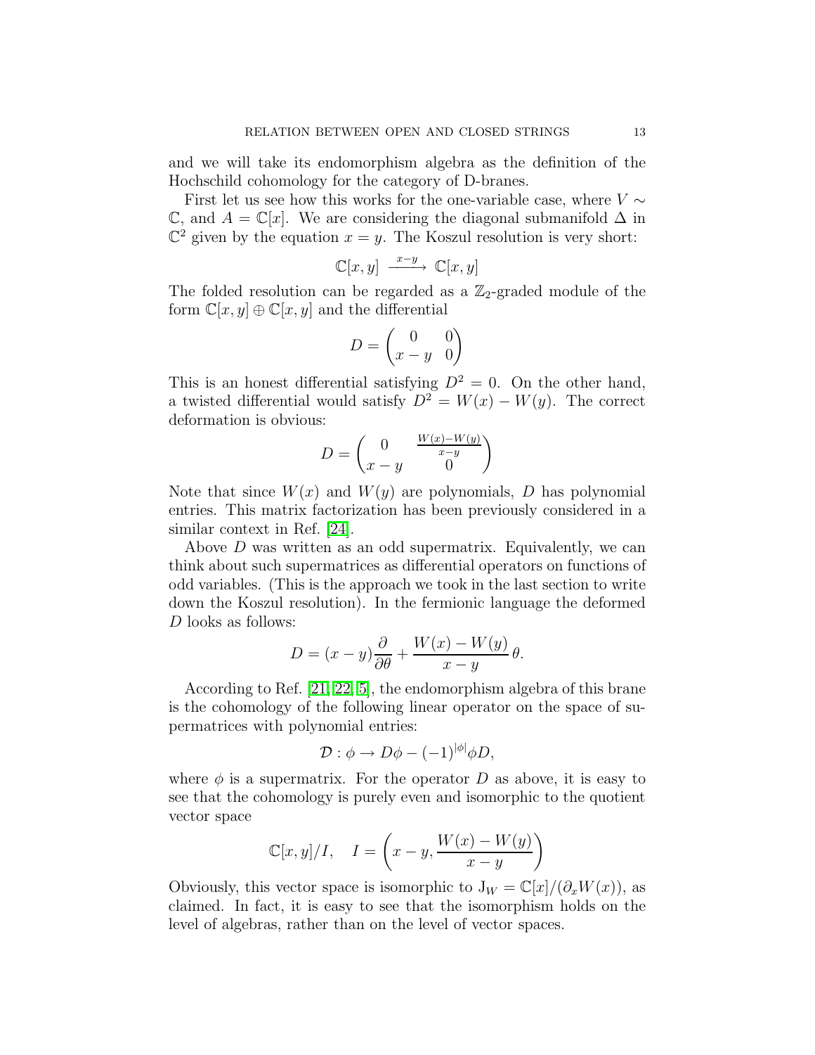and we will take its endomorphism algebra as the definition of the Hochschild cohomology for the category of D-branes.

First let us see how this works for the one-variable case, where $V \sim \mathbb{C}$, and $A = \mathbb{C}[x]$. We are considering the diagonal submanifold $\Delta$ in $\mathbb{C}^2$ given by the equation $x = y$. The Koszul resolution is very short:

$$\mathbb{C}[x,y] \xrightarrow{\;x-y\;} \mathbb{C}[x,y]$$

The folded resolution can be regarded as a $\mathbb{Z}_2$-graded module of the form $\mathbb{C}[x,y] \oplus \mathbb{C}[x,y]$ and the differential

$$D = \begin{pmatrix} 0 & 0 \\ x-y & 0 \end{pmatrix}$$

This is an honest differential satisfying $D^2 = 0$. On the other hand, a twisted differential would satisfy $D^2 = W(x) - W(y)$. The correct deformation is obvious:

$$D = \begin{pmatrix} 0 & \frac{W(x)-W(y)}{x-y} \\ x-y & 0 \end{pmatrix}$$

Note that since $W(x)$ and $W(y)$ are polynomials, $D$ has polynomial entries. This matrix factorization has been previously considered in a similar context in Ref. [24].

Above $D$ was written as an odd supermatrix. Equivalently, we can think about such supermatrices as differential operators on functions of odd variables. (This is the approach we took in the last section to write down the Koszul resolution). In the fermionic language the deformed $D$ looks as follows:

$$D = (x-y)\frac{\partial}{\partial \theta} + \frac{W(x)-W(y)}{x-y}\,\theta.$$

According to Ref. [21, 22, 5], the endomorphism algebra of this brane is the cohomology of the following linear operator on the space of supermatrices with polynomial entries:

$$\mathcal{D} : \phi \to D\phi - (-1)^{|\phi|}\phi D,$$

where $\phi$ is a supermatrix. For the operator $D$ as above, it is easy to see that the cohomology is purely even and isomorphic to the quotient vector space

$$\mathbb{C}[x,y]/I, \quad I = \left(x-y, \frac{W(x)-W(y)}{x-y}\right)$$

Obviously, this vector space is isomorphic to $\mathrm{J}_W = \mathbb{C}[x]/(\partial_x W(x))$, as claimed. In fact, it is easy to see that the isomorphism holds on the level of algebras, rather than on the level of vector spaces.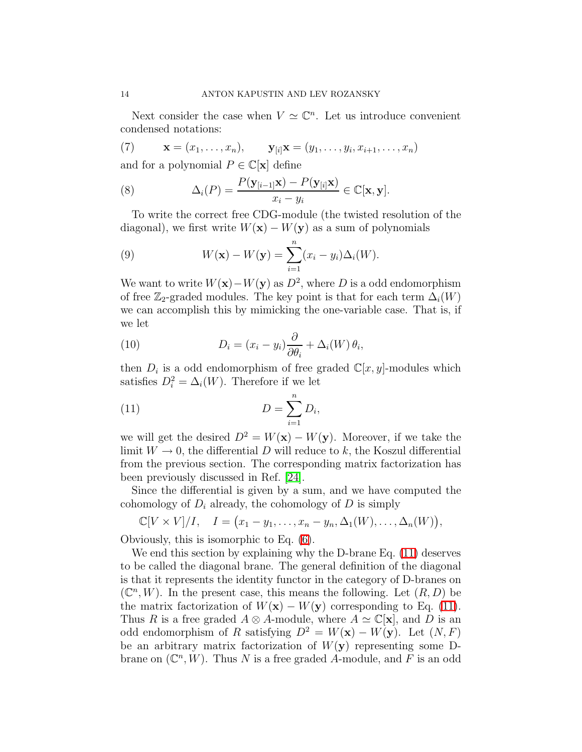Next consider the case when $V \simeq \mathbb{C}^n$. Let us introduce convenient condensed notations:

$$\mathbf{x} = (x_1, \ldots, x_n), \qquad \mathbf{y}_{[i]}\mathbf{x} = (y_1, \ldots, y_i, x_{i+1}, \ldots, x_n) \tag{7}$$

and for a polynomial $P \in \mathbb{C}[\mathbf{x}]$ define

$$\Delta_i(P) = \frac{P(\mathbf{y}_{[i-1]}\mathbf{x}) - P(\mathbf{y}_{[i]}\mathbf{x})}{x_i - y_i} \in \mathbb{C}[\mathbf{x}, \mathbf{y}]. \tag{8}$$

To write the correct free CDG-module (the twisted resolution of the diagonal), we first write $W(\mathbf{x}) - W(\mathbf{y})$ as a sum of polynomials

$$W(\mathbf{x}) - W(\mathbf{y}) = \sum_{i=1}^{n} (x_i - y_i)\Delta_i(W). \tag{9}$$

We want to write $W(\mathbf{x}) - W(\mathbf{y})$ as $D^2$, where $D$ is a odd endomorphism of free $\mathbb{Z}_2$-graded modules. The key point is that for each term $\Delta_i(W)$ we can accomplish this by mimicking the one-variable case. That is, if we let

$$D_i = (x_i - y_i)\frac{\partial}{\partial \theta_i} + \Delta_i(W)\,\theta_i, \tag{10}$$

then $D_i$ is a odd endomorphism of free graded $\mathbb{C}[x, y]$-modules which satisfies $D_i^2 = \Delta_i(W)$. Therefore if we let

$$D = \sum_{i=1}^{n} D_i, \tag{11}$$

we will get the desired $D^2 = W(\mathbf{x}) - W(\mathbf{y})$. Moreover, if we take the limit $W \to 0$, the differential $D$ will reduce to $k$, the Koszul differential from the previous section. The corresponding matrix factorization has been previously discussed in Ref. [24].

Since the differential is given by a sum, and we have computed the cohomology of $D_i$ already, the cohomology of $D$ is simply

$$\mathbb{C}[V \times V]/I, \quad I = \big(x_1 - y_1, \ldots, x_n - y_n, \Delta_1(W), \ldots, \Delta_n(W)\big),$$

Obviously, this is isomorphic to Eq. (6).

We end this section by explaining why the D-brane Eq. (11) deserves to be called the diagonal brane. The general definition of the diagonal is that it represents the identity functor in the category of D-branes on $(\mathbb{C}^n, W)$. In the present case, this means the following. Let $(R, D)$ be the matrix factorization of $W(\mathbf{x}) - W(\mathbf{y})$ corresponding to Eq. (11). Thus $R$ is a free graded $A \otimes A$-module, where $A \simeq \mathbb{C}[\mathbf{x}]$, and $D$ is an odd endomorphism of $R$ satisfying $D^2 = W(\mathbf{x}) - W(\mathbf{y})$. Let $(N, F)$ be an arbitrary matrix factorization of $W(\mathbf{y})$ representing some D-brane on $(\mathbb{C}^n, W)$. Thus $N$ is a free graded $A$-module, and $F$ is an odd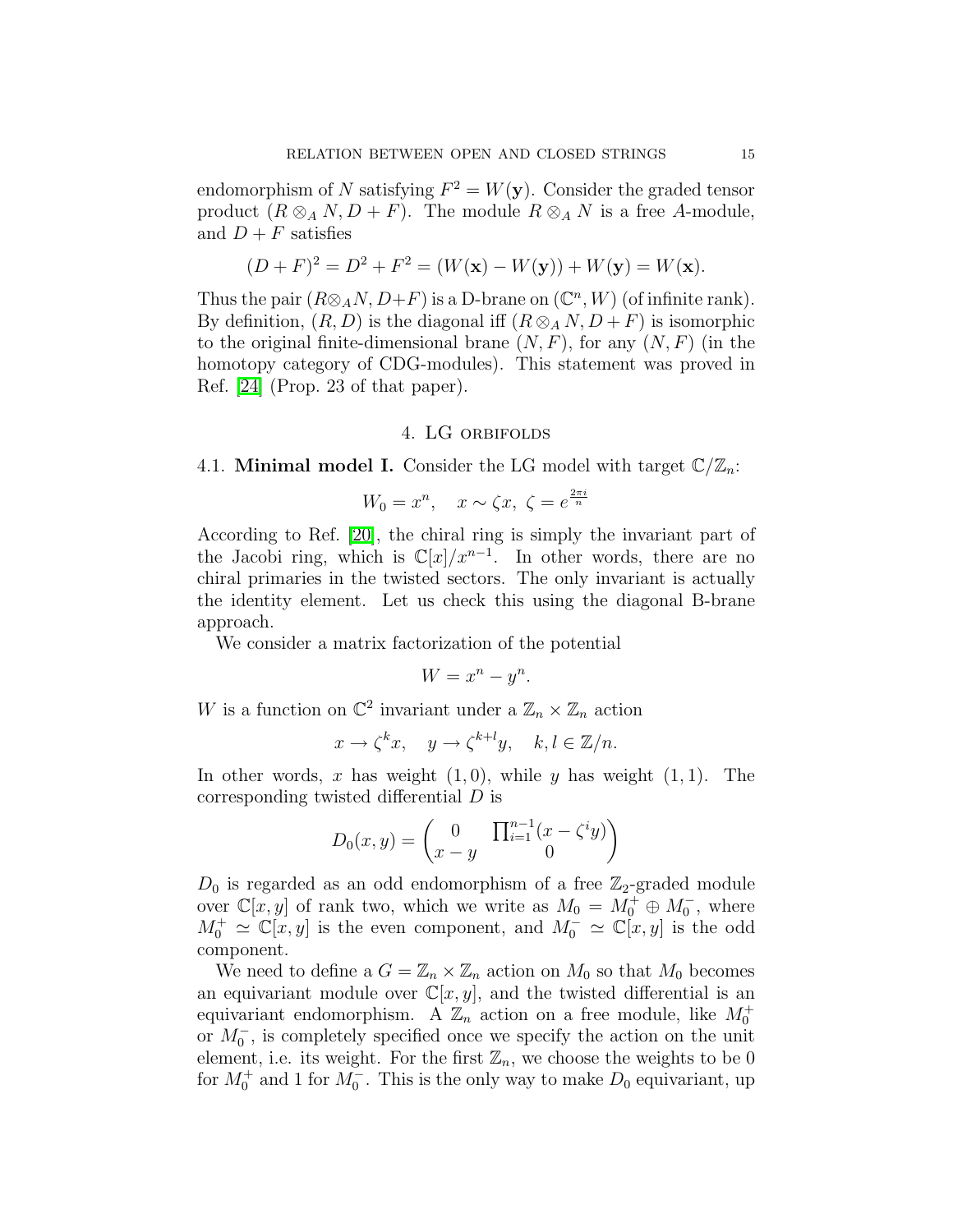endomorphism of $N$ satisfying $F^2 = W(\mathbf{y})$. Consider the graded tensor product $(R \otimes_A N, D + F)$. The module $R \otimes_A N$ is a free $A$-module, and $D + F$ satisfies

$$(D + F)^2 = D^2 + F^2 = (W(\mathbf{x}) - W(\mathbf{y})) + W(\mathbf{y}) = W(\mathbf{x}).$$

Thus the pair $(R \otimes_A N, D+F)$ is a D-brane on $(\mathbb{C}^n, W)$ (of infinite rank). By definition, $(R, D)$ is the diagonal iff $(R \otimes_A N, D + F)$ is isomorphic to the original finite-dimensional brane $(N, F)$, for any $(N, F)$ (in the homotopy category of CDG-modules). This statement was proved in Ref. [24] (Prop. 23 of that paper).

## 4. LG orbifolds

4.1. **Minimal model I.** Consider the LG model with target $\mathbb{C}/\mathbb{Z}_n$:

$$W_0 = x^n, \quad x \sim \zeta x, \ \zeta = e^{\frac{2\pi i}{n}}$$

According to Ref. [20], the chiral ring is simply the invariant part of the Jacobi ring, which is $\mathbb{C}[x]/x^{n-1}$. In other words, there are no chiral primaries in the twisted sectors. The only invariant is actually the identity element. Let us check this using the diagonal B-brane approach.

We consider a matrix factorization of the potential

$$W = x^n - y^n.$$

$W$ is a function on $\mathbb{C}^2$ invariant under a $\mathbb{Z}_n \times \mathbb{Z}_n$ action

$$x \to \zeta^k x, \quad y \to \zeta^{k+l} y, \quad k, l \in \mathbb{Z}/n.$$

In other words, $x$ has weight $(1, 0)$, while $y$ has weight $(1, 1)$. The corresponding twisted differential $D$ is

$$D_0(x, y) = \begin{pmatrix} 0 & \prod_{i=1}^{n-1}(x - \zeta^i y) \\ x - y & 0 \end{pmatrix}$$

$D_0$ is regarded as an odd endomorphism of a free $\mathbb{Z}_2$-graded module over $\mathbb{C}[x, y]$ of rank two, which we write as $M_0 = M_0^+ \oplus M_0^-$, where $M_0^+ \simeq \mathbb{C}[x, y]$ is the even component, and $M_0^- \simeq \mathbb{C}[x, y]$ is the odd component.

We need to define a $G = \mathbb{Z}_n \times \mathbb{Z}_n$ action on $M_0$ so that $M_0$ becomes an equivariant module over $\mathbb{C}[x, y]$, and the twisted differential is an equivariant endomorphism. A $\mathbb{Z}_n$ action on a free module, like $M_0^+$ or $M_0^-$, is completely specified once we specify the action on the unit element, i.e. its weight. For the first $\mathbb{Z}_n$, we choose the weights to be 0 for $M_0^+$ and 1 for $M_0^-$. This is the only way to make $D_0$ equivariant, up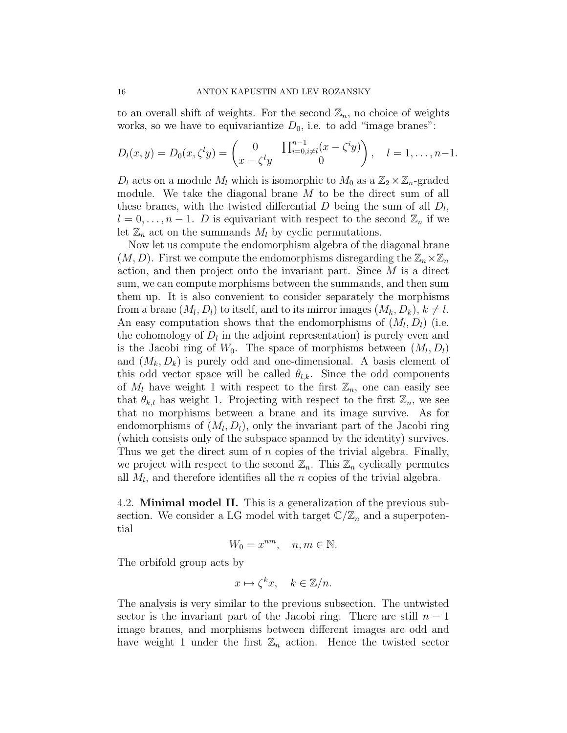to an overall shift of weights. For the second $\mathbb{Z}_n$, no choice of weights works, so we have to equivariantize $D_0$, i.e. to add "image branes":

$$D_l(x,y) = D_0(x, \zeta^l y) = \begin{pmatrix} 0 & \prod_{i=0, i\neq l}^{n-1}(x - \zeta^i y) \\ x - \zeta^l y & 0 \end{pmatrix}, \quad l = 1, \ldots, n-1.$$

$D_l$ acts on a module $M_l$ which is isomorphic to $M_0$ as a $\mathbb{Z}_2 \times \mathbb{Z}_n$-graded module. We take the diagonal brane $M$ to be the direct sum of all these branes, with the twisted differential $D$ being the sum of all $D_l$, $l = 0, \ldots, n-1$. $D$ is equivariant with respect to the second $\mathbb{Z}_n$ if we let $\mathbb{Z}_n$ act on the summands $M_l$ by cyclic permutations.

Now let us compute the endomorphism algebra of the diagonal brane $(M, D)$. First we compute the endomorphisms disregarding the $\mathbb{Z}_n \times \mathbb{Z}_n$ action, and then project onto the invariant part. Since $M$ is a direct sum, we can compute morphisms between the summands, and then sum them up. It is also convenient to consider separately the morphisms from a brane $(M_l, D_l)$ to itself, and to its mirror images $(M_k, D_k)$, $k \neq l$. An easy computation shows that the endomorphisms of $(M_l, D_l)$ (i.e. the cohomology of $D_l$ in the adjoint representation) is purely even and is the Jacobi ring of $W_0$. The space of morphisms between $(M_l, D_l)$ and $(M_k, D_k)$ is purely odd and one-dimensional. A basis element of this odd vector space will be called $\theta_{l,k}$. Since the odd components of $M_l$ have weight 1 with respect to the first $\mathbb{Z}_n$, one can easily see that $\theta_{k,l}$ has weight 1. Projecting with respect to the first $\mathbb{Z}_n$, we see that no morphisms between a brane and its image survive. As for endomorphisms of $(M_l, D_l)$, only the invariant part of the Jacobi ring (which consists only of the subspace spanned by the identity) survives. Thus we get the direct sum of $n$ copies of the trivial algebra. Finally, we project with respect to the second $\mathbb{Z}_n$. This $\mathbb{Z}_n$ cyclically permutes all $M_l$, and therefore identifies all the $n$ copies of the trivial algebra.

4.2. **Minimal model II.** This is a generalization of the previous subsection. We consider a LG model with target $\mathbb{C}/\mathbb{Z}_n$ and a superpotential

$$W_0 = x^{nm}, \quad n, m \in \mathbb{N}.$$

The orbifold group acts by

$$x \mapsto \zeta^k x, \quad k \in \mathbb{Z}/n.$$

The analysis is very similar to the previous subsection. The untwisted sector is the invariant part of the Jacobi ring. There are still $n-1$ image branes, and morphisms between different images are odd and have weight 1 under the first $\mathbb{Z}_n$ action. Hence the twisted sector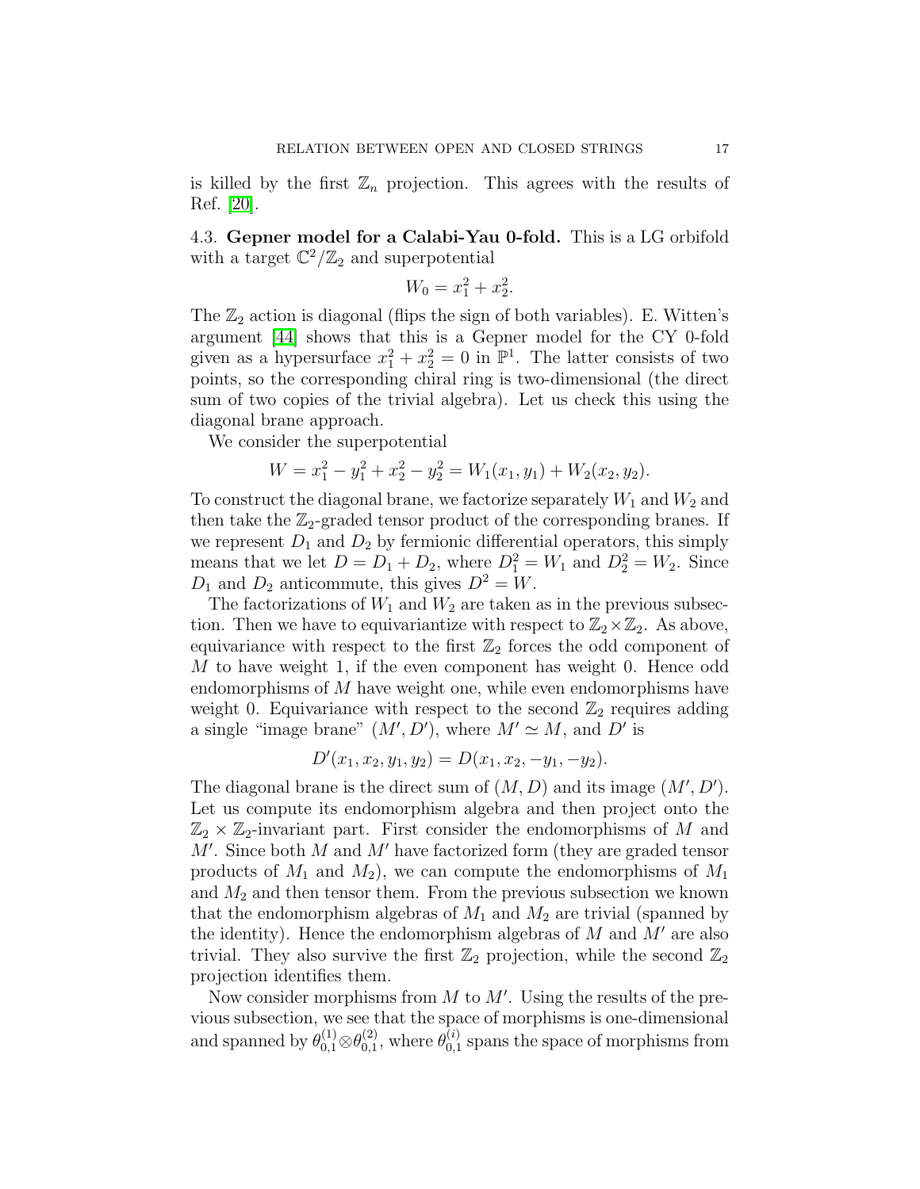is killed by the first $\mathbb{Z}_n$ projection. This agrees with the results of Ref. [20].

**4.3. Gepner model for a Calabi-Yau 0-fold.** This is a LG orbifold with a target $\mathbb{C}^2/\mathbb{Z}_2$ and superpotential

$$W_0 = x_1^2 + x_2^2.$$

The $\mathbb{Z}_2$ action is diagonal (flips the sign of both variables). E. Witten's argument [44] shows that this is a Gepner model for the CY 0-fold given as a hypersurface $x_1^2 + x_2^2 = 0$ in $\mathbb{P}^1$. The latter consists of two points, so the corresponding chiral ring is two-dimensional (the direct sum of two copies of the trivial algebra). Let us check this using the diagonal brane approach.

We consider the superpotential

$$W = x_1^2 - y_1^2 + x_2^2 - y_2^2 = W_1(x_1, y_1) + W_2(x_2, y_2).$$

To construct the diagonal brane, we factorize separately $W_1$ and $W_2$ and then take the $\mathbb{Z}_2$-graded tensor product of the corresponding branes. If we represent $D_1$ and $D_2$ by fermionic differential operators, this simply means that we let $D = D_1 + D_2$, where $D_1^2 = W_1$ and $D_2^2 = W_2$. Since $D_1$ and $D_2$ anticommute, this gives $D^2 = W$.

The factorizations of $W_1$ and $W_2$ are taken as in the previous subsection. Then we have to equivariantize with respect to $\mathbb{Z}_2 \times \mathbb{Z}_2$. As above, equivariance with respect to the first $\mathbb{Z}_2$ forces the odd component of $M$ to have weight 1, if the even component has weight 0. Hence odd endomorphisms of $M$ have weight one, while even endomorphisms have weight 0. Equivariance with respect to the second $\mathbb{Z}_2$ requires adding a single "image brane" $(M', D')$, where $M' \simeq M$, and $D'$ is

$$D'(x_1, x_2, y_1, y_2) = D(x_1, x_2, -y_1, -y_2).$$

The diagonal brane is the direct sum of $(M, D)$ and its image $(M', D')$. Let us compute its endomorphism algebra and then project onto the $\mathbb{Z}_2 \times \mathbb{Z}_2$-invariant part. First consider the endomorphisms of $M$ and $M'$. Since both $M$ and $M'$ have factorized form (they are graded tensor products of $M_1$ and $M_2$), we can compute the endomorphisms of $M_1$ and $M_2$ and then tensor them. From the previous subsection we known that the endomorphism algebras of $M_1$ and $M_2$ are trivial (spanned by the identity). Hence the endomorphism algebras of $M$ and $M'$ are also trivial. They also survive the first $\mathbb{Z}_2$ projection, while the second $\mathbb{Z}_2$ projection identifies them.

Now consider morphisms from $M$ to $M'$. Using the results of the previous subsection, we see that the space of morphisms is one-dimensional and spanned by $\theta_{0,1}^{(1)} \otimes \theta_{0,1}^{(2)}$, where $\theta_{0,1}^{(i)}$ spans the space of morphisms from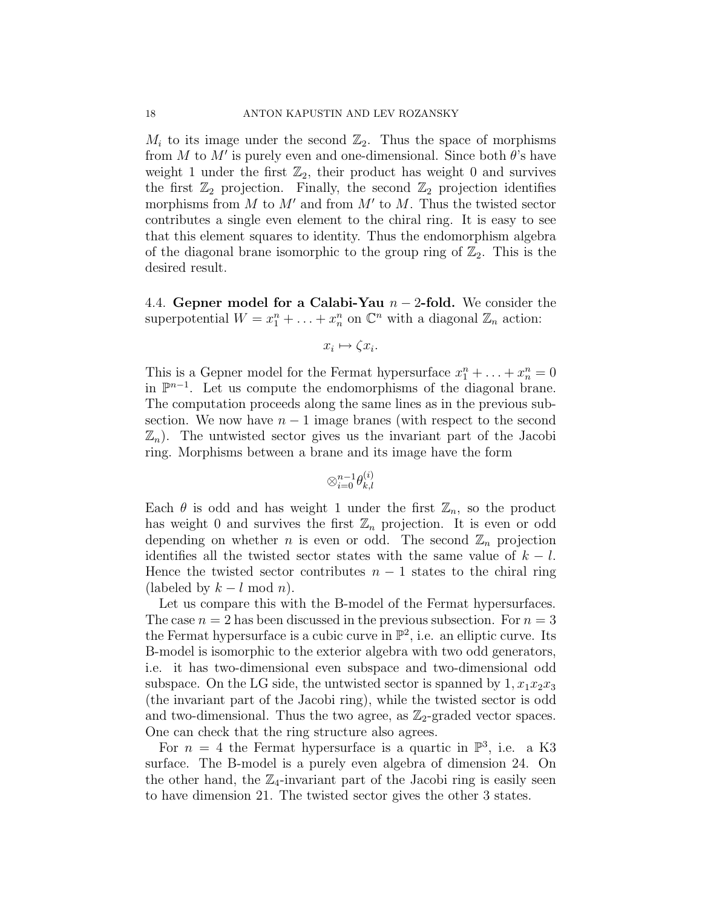$M_i$ to its image under the second $\mathbb{Z}_2$. Thus the space of morphisms from $M$ to $M'$ is purely even and one-dimensional. Since both $\theta$'s have weight 1 under the first $\mathbb{Z}_2$, their product has weight 0 and survives the first $\mathbb{Z}_2$ projection. Finally, the second $\mathbb{Z}_2$ projection identifies morphisms from $M$ to $M'$ and from $M'$ to $M$. Thus the twisted sector contributes a single even element to the chiral ring. It is easy to see that this element squares to identity. Thus the endomorphism algebra of the diagonal brane isomorphic to the group ring of $\mathbb{Z}_2$. This is the desired result.

4.4. **Gepner model for a Calabi-Yau $n-2$-fold.** We consider the superpotential $W = x_1^n + \ldots + x_n^n$ on $\mathbb{C}^n$ with a diagonal $\mathbb{Z}_n$ action:

$$x_i \mapsto \zeta x_i.$$

This is a Gepner model for the Fermat hypersurface $x_1^n + \ldots + x_n^n = 0$ in $\mathbb{P}^{n-1}$. Let us compute the endomorphisms of the diagonal brane. The computation proceeds along the same lines as in the previous subsection. We now have $n-1$ image branes (with respect to the second $\mathbb{Z}_n$). The untwisted sector gives us the invariant part of the Jacobi ring. Morphisms between a brane and its image have the form

$$\otimes_{i=0}^{n-1} \theta_{k,l}^{(i)}$$

Each $\theta$ is odd and has weight 1 under the first $\mathbb{Z}_n$, so the product has weight 0 and survives the first $\mathbb{Z}_n$ projection. It is even or odd depending on whether $n$ is even or odd. The second $\mathbb{Z}_n$ projection identifies all the twisted sector states with the same value of $k-l$. Hence the twisted sector contributes $n-1$ states to the chiral ring (labeled by $k - l \mod n$).

Let us compare this with the B-model of the Fermat hypersurfaces. The case $n = 2$ has been discussed in the previous subsection. For $n = 3$ the Fermat hypersurface is a cubic curve in $\mathbb{P}^2$, i.e. an elliptic curve. Its B-model is isomorphic to the exterior algebra with two odd generators, i.e. it has two-dimensional even subspace and two-dimensional odd subspace. On the LG side, the untwisted sector is spanned by $1, x_1x_2x_3$ (the invariant part of the Jacobi ring), while the twisted sector is odd and two-dimensional. Thus the two agree, as $\mathbb{Z}_2$-graded vector spaces. One can check that the ring structure also agrees.

For $n = 4$ the Fermat hypersurface is a quartic in $\mathbb{P}^3$, i.e. a K3 surface. The B-model is a purely even algebra of dimension 24. On the other hand, the $\mathbb{Z}_4$-invariant part of the Jacobi ring is easily seen to have dimension 21. The twisted sector gives the other 3 states.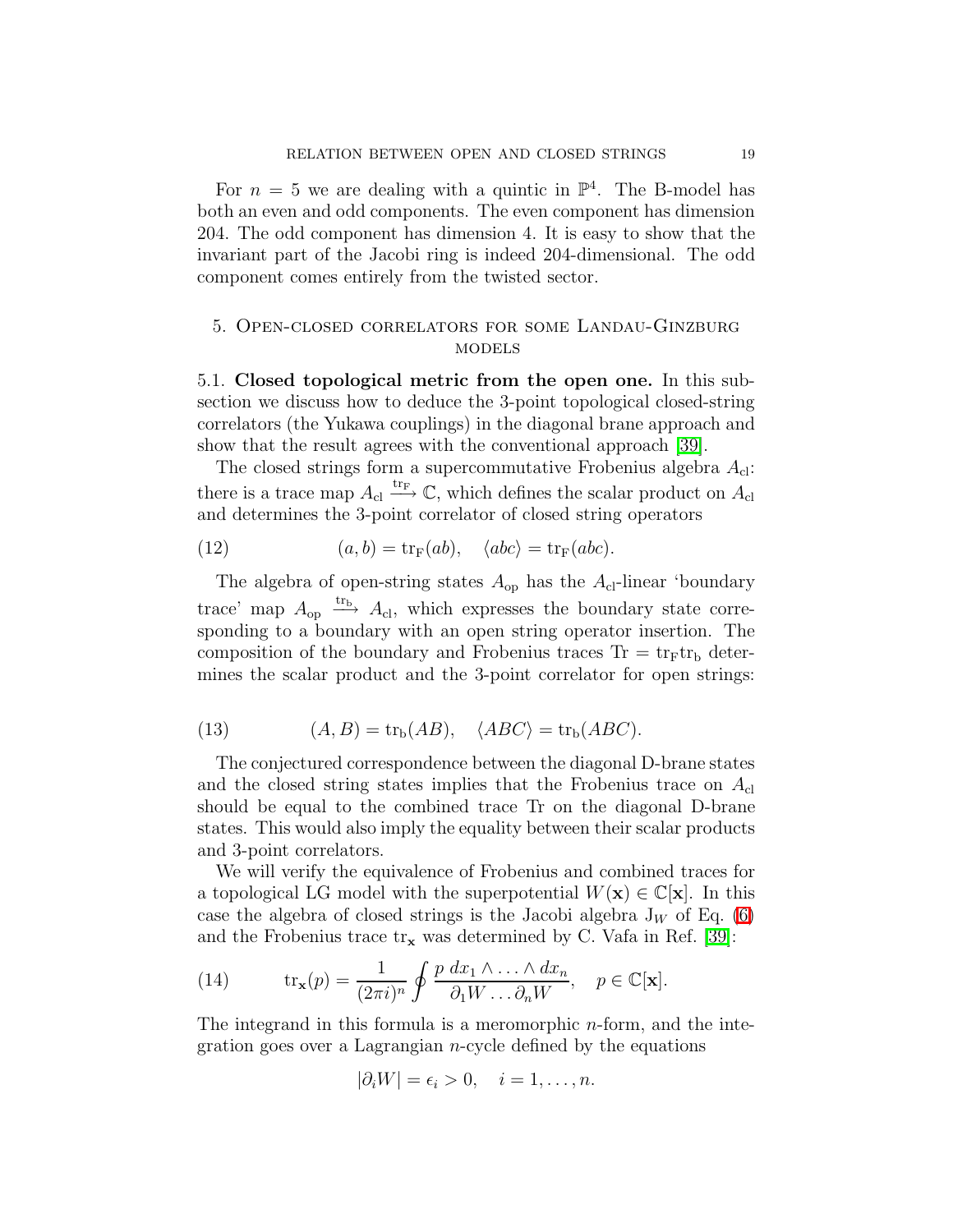For $n = 5$ we are dealing with a quintic in $\mathbb{P}^4$. The B-model has both an even and odd components. The even component has dimension 204. The odd component has dimension 4. It is easy to show that the invariant part of the Jacobi ring is indeed 204-dimensional. The odd component comes entirely from the twisted sector.

## 5. Open-closed correlators for some Landau-Ginzburg models

**5.1. Closed topological metric from the open one.** In this subsection we discuss how to deduce the 3-point topological closed-string correlators (the Yukawa couplings) in the diagonal brane approach and show that the result agrees with the conventional approach [39].

The closed strings form a supercommutative Frobenius algebra $A_{\mathrm{cl}}$: there is a trace map $A_{\mathrm{cl}} \xrightarrow{\mathrm{tr_F}} \mathbb{C}$, which defines the scalar product on $A_{\mathrm{cl}}$ and determines the 3-point correlator of closed string operators

$$
(a, b) = \mathrm{tr_F}(ab), \quad \langle abc \rangle = \mathrm{tr_F}(abc). \tag{12}
$$

The algebra of open-string states $A_{\mathrm{op}}$ has the $A_{\mathrm{cl}}$-linear 'boundary trace' map $A_{\mathrm{op}} \xrightarrow{\mathrm{tr_b}} A_{\mathrm{cl}}$, which expresses the boundary state corresponding to a boundary with an open string operator insertion. The composition of the boundary and Frobenius traces $\mathrm{Tr} = \mathrm{tr_F}\mathrm{tr_b}$ determines the scalar product and the 3-point correlator for open strings:

$$
(A, B) = \mathrm{tr_b}(AB), \quad \langle ABC \rangle = \mathrm{tr_b}(ABC). \tag{13}
$$

The conjectured correspondence between the diagonal D-brane states and the closed string states implies that the Frobenius trace on $A_{\mathrm{cl}}$ should be equal to the combined trace Tr on the diagonal D-brane states. This would also imply the equality between their scalar products and 3-point correlators.

We will verify the equivalence of Frobenius and combined traces for a topological LG model with the superpotential $W(\mathbf{x}) \in \mathbb{C}[\mathbf{x}]$. In this case the algebra of closed strings is the Jacobi algebra $\mathrm{J}_W$ of Eq. (6) and the Frobenius trace $\mathrm{tr}_{\mathbf{x}}$ was determined by C. Vafa in Ref. [39]:

$$
\mathrm{tr}_{\mathbf{x}}(p) = \frac{1}{(2\pi i)^n} \oint \frac{p \; dx_1 \wedge \ldots \wedge dx_n}{\partial_1 W \ldots \partial_n W}, \quad p \in \mathbb{C}[\mathbf{x}]. \tag{14}
$$

The integrand in this formula is a meromorphic $n$-form, and the integration goes over a Lagrangian $n$-cycle defined by the equations

$$
|\partial_i W| = \epsilon_i > 0, \quad i = 1, \ldots, n.
$$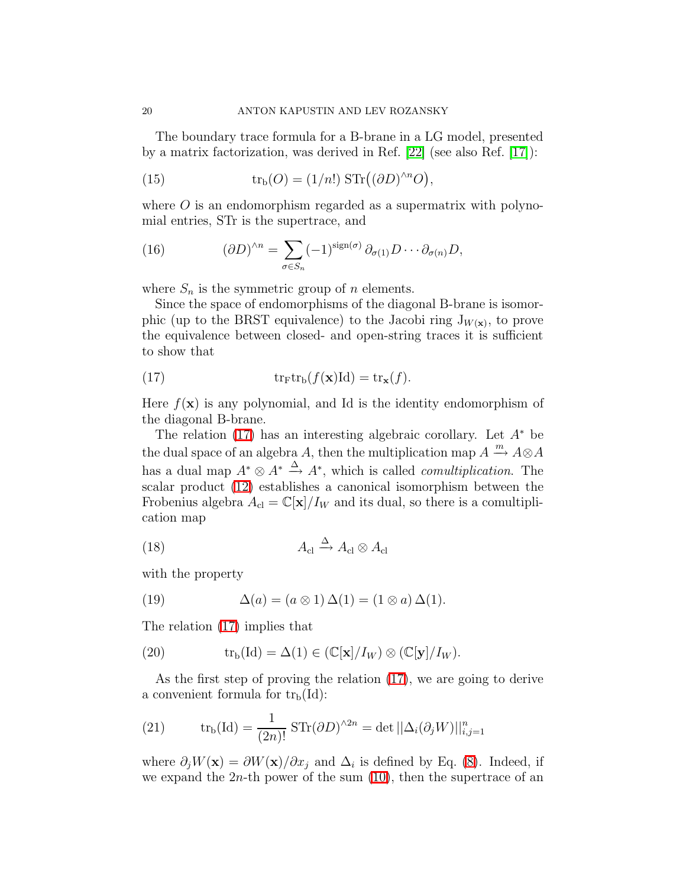The boundary trace formula for a B-brane in a LG model, presented by a matrix factorization, was derived in Ref. [22] (see also Ref. [17]):

$$\operatorname{tr}_{\mathrm{b}}(O) = (1/n!)\, \operatorname{STr}\big((\partial D)^{\wedge n} O\big), \tag{15}$$

where $O$ is an endomorphism regarded as a supermatrix with polynomial entries, STr is the supertrace, and

$$(\partial D)^{\wedge n} = \sum_{\sigma \in S_n} (-1)^{\operatorname{sign}(\sigma)}\, \partial_{\sigma(1)} D \cdots \partial_{\sigma(n)} D, \tag{16}$$

where $S_n$ is the symmetric group of $n$ elements.

Since the space of endomorphisms of the diagonal B-brane is isomorphic (up to the BRST equivalence) to the Jacobi ring $\mathrm{J}_{W(\mathbf{x})}$, to prove the equivalence between closed- and open-string traces it is sufficient to show that

$$\operatorname{tr}_{\mathrm{F}} \operatorname{tr}_{\mathrm{b}}(f(\mathbf{x})\mathrm{Id}) = \operatorname{tr}_{\mathbf{x}}(f). \tag{17}$$

Here $f(\mathbf{x})$ is any polynomial, and Id is the identity endomorphism of the diagonal B-brane.

The relation (17) has an interesting algebraic corollary. Let $A^*$ be the dual space of an algebra $A$, then the multiplication map $A \xrightarrow{m} A \otimes A$ has a dual map $A^* \otimes A^* \xrightarrow{\Delta} A^*$, which is called *comultiplication*. The scalar product (12) establishes a canonical isomorphism between the Frobenius algebra $A_{\mathrm{cl}} = \mathbb{C}[\mathbf{x}]/I_W$ and its dual, so there is a comultiplication map

$$A_{\mathrm{cl}} \xrightarrow{\Delta} A_{\mathrm{cl}} \otimes A_{\mathrm{cl}} \tag{18}$$

with the property

$$\Delta(a) = (a \otimes 1)\, \Delta(1) = (1 \otimes a)\, \Delta(1). \tag{19}$$

The relation (17) implies that

$$\operatorname{tr}_{\mathrm{b}}(\mathrm{Id}) = \Delta(1) \in (\mathbb{C}[\mathbf{x}]/I_W) \otimes (\mathbb{C}[\mathbf{y}]/I_W). \tag{20}$$

As the first step of proving the relation (17), we are going to derive a convenient formula for $\operatorname{tr}_{\mathrm{b}}(\mathrm{Id})$:

$$\operatorname{tr}_{\mathrm{b}}(\mathrm{Id}) = \frac{1}{(2n)!}\, \operatorname{STr}(\partial D)^{\wedge 2n} = \det \|\Delta_i(\partial_j W)\|_{i,j=1}^{n} \tag{21}$$

where $\partial_j W(\mathbf{x}) = \partial W(\mathbf{x})/\partial x_j$ and $\Delta_i$ is defined by Eq. (8). Indeed, if we expand the $2n$-th power of the sum (10), then the supertrace of an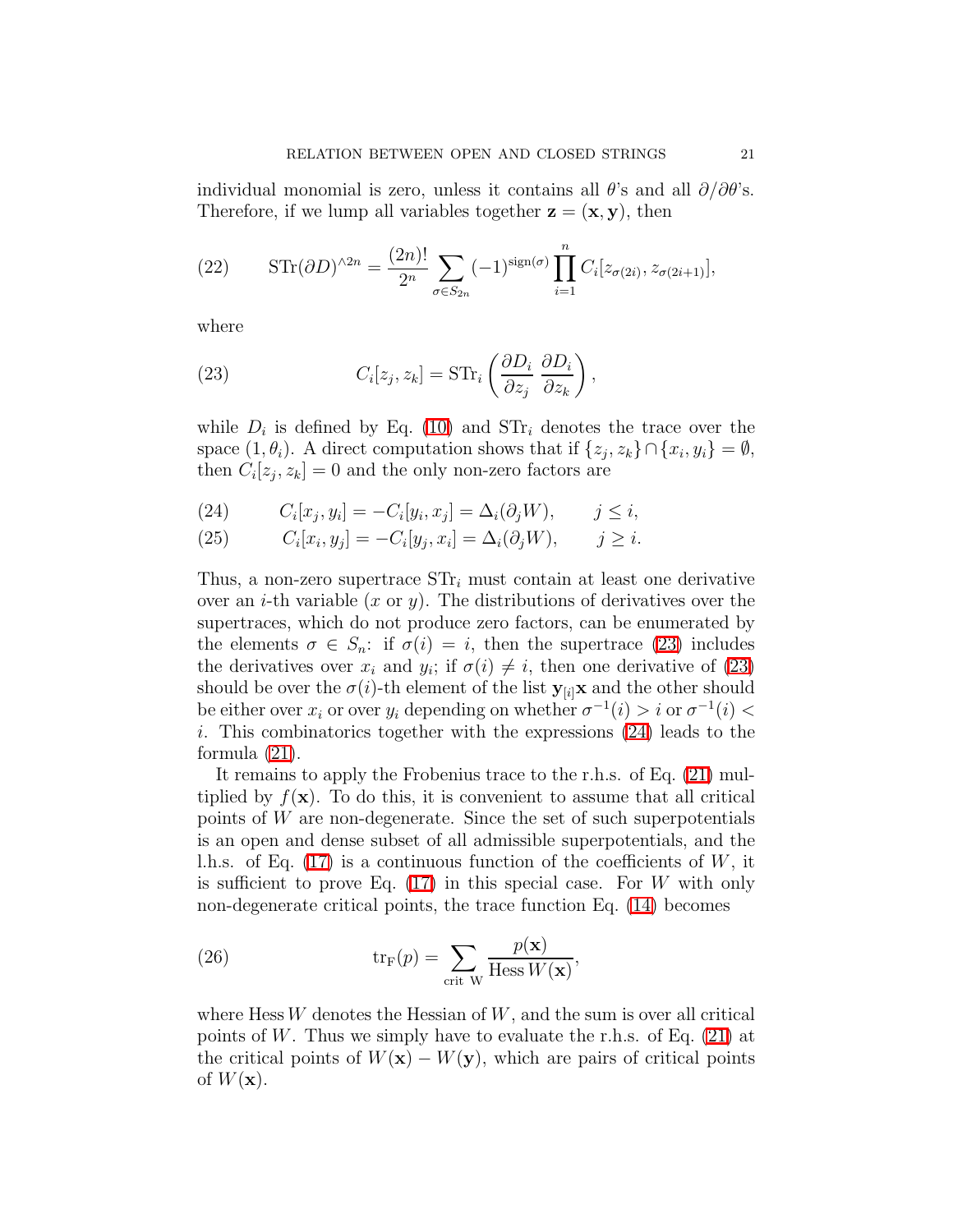individual monomial is zero, unless it contains all $\theta$'s and all $\partial/\partial\theta$'s. Therefore, if we lump all variables together $\mathbf{z} = (\mathbf{x}, \mathbf{y})$, then

$$\mathrm{STr}(\partial D)^{\wedge 2n} = \frac{(2n)!}{2^n} \sum_{\sigma \in S_{2n}} (-1)^{\mathrm{sign}(\sigma)} \prod_{i=1}^{n} C_i[z_{\sigma(2i)}, z_{\sigma(2i+1)}], \tag{22}$$

where

$$C_i[z_j, z_k] = \mathrm{STr}_i \left( \frac{\partial D_i}{\partial z_j} \frac{\partial D_i}{\partial z_k} \right), \tag{23}$$

while $D_i$ is defined by Eq. (10) and $\mathrm{STr}_i$ denotes the trace over the space $(1, \theta_i)$. A direct computation shows that if $\{z_j, z_k\} \cap \{x_i, y_i\} = \emptyset$, then $C_i[z_j, z_k] = 0$ and the only non-zero factors are

$$C_i[x_j, y_i] = -C_i[y_i, x_j] = \Delta_i(\partial_j W), \qquad j \leq i, \tag{24}$$

$$C_i[x_i, y_j] = -C_i[y_j, x_i] = \Delta_i(\partial_j W), \qquad j \geq i. \tag{25}$$

Thus, a non-zero supertrace $\mathrm{STr}_i$ must contain at least one derivative over an $i$-th variable ($x$ or $y$). The distributions of derivatives over the supertraces, which do not produce zero factors, can be enumerated by the elements $\sigma \in S_n$: if $\sigma(i) = i$, then the supertrace (23) includes the derivatives over $x_i$ and $y_i$; if $\sigma(i) \neq i$, then one derivative of (23) should be over the $\sigma(i)$-th element of the list $\mathbf{y}_{[i]}\mathbf{x}$ and the other should be either over $x_i$ or over $y_i$ depending on whether $\sigma^{-1}(i) > i$ or $\sigma^{-1}(i) < i$. This combinatorics together with the expressions (24) leads to the formula (21).

It remains to apply the Frobenius trace to the r.h.s. of Eq. (21) multiplied by $f(\mathbf{x})$. To do this, it is convenient to assume that all critical points of $W$ are non-degenerate. Since the set of such superpotentials is an open and dense subset of all admissible superpotentials, and the l.h.s. of Eq. (17) is a continuous function of the coefficients of $W$, it is sufficient to prove Eq. (17) in this special case. For $W$ with only non-degenerate critical points, the trace function Eq. (14) becomes

$$\mathrm{tr}_{\mathrm{F}}(p) = \sum_{\mathrm{crit}\ \mathrm{W}} \frac{p(\mathbf{x})}{\mathrm{Hess}\, W(\mathbf{x})}, \tag{26}$$

where $\mathrm{Hess}\, W$ denotes the Hessian of $W$, and the sum is over all critical points of $W$. Thus we simply have to evaluate the r.h.s. of Eq. (21) at the critical points of $W(\mathbf{x}) - W(\mathbf{y})$, which are pairs of critical points of $W(\mathbf{x})$.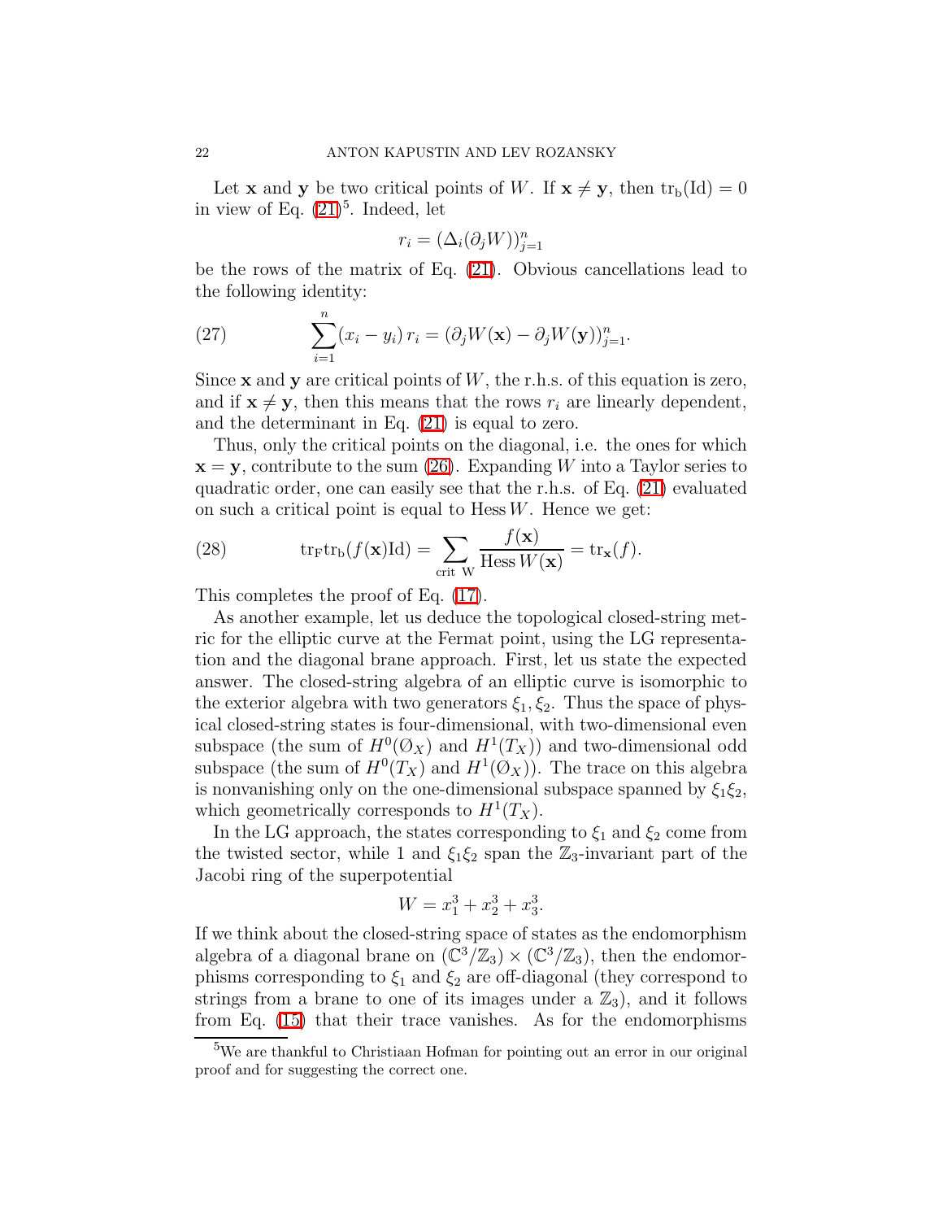Let $\mathbf{x}$ and $\mathbf{y}$ be two critical points of $W$. If $\mathbf{x} \neq \mathbf{y}$, then $\mathrm{tr_b}(\mathrm{Id}) = 0$ in view of Eq. (21)[5]. Indeed, let

$$r_i = (\Delta_i(\partial_j W))_{j=1}^n$$

be the rows of the matrix of Eq. (21). Obvious cancellations lead to the following identity:

$$\sum_{i=1}^{n} (x_i - y_i)\, r_i = (\partial_j W(\mathbf{x}) - \partial_j W(\mathbf{y}))_{j=1}^n. \tag{27}$$

Since $\mathbf{x}$ and $\mathbf{y}$ are critical points of $W$, the r.h.s. of this equation is zero, and if $\mathbf{x} \neq \mathbf{y}$, then this means that the rows $r_i$ are linearly dependent, and the determinant in Eq. (21) is equal to zero.

Thus, only the critical points on the diagonal, i.e. the ones for which $\mathbf{x} = \mathbf{y}$, contribute to the sum (26). Expanding $W$ into a Taylor series to quadratic order, one can easily see that the r.h.s. of Eq. (21) evaluated on such a critical point is equal to $\operatorname{Hess} W$. Hence we get:

$$\mathrm{tr_F}\mathrm{tr_b}(f(\mathbf{x})\mathrm{Id}) = \sum_{\text{crit W}} \frac{f(\mathbf{x})}{\operatorname{Hess} W(\mathbf{x})} = \mathrm{tr}_{\mathbf{x}}(f). \tag{28}$$

This completes the proof of Eq. (17).

As another example, let us deduce the topological closed-string metric for the elliptic curve at the Fermat point, using the LG representation and the diagonal brane approach. First, let us state the expected answer. The closed-string algebra of an elliptic curve is isomorphic to the exterior algebra with two generators $\xi_1, \xi_2$. Thus the space of physical closed-string states is four-dimensional, with two-dimensional even subspace (the sum of $H^0(\mathcal{O}_X)$ and $H^1(T_X)$) and two-dimensional odd subspace (the sum of $H^0(T_X)$ and $H^1(\mathcal{O}_X)$). The trace on this algebra is nonvanishing only on the one-dimensional subspace spanned by $\xi_1\xi_2$, which geometrically corresponds to $H^1(T_X)$.

In the LG approach, the states corresponding to $\xi_1$ and $\xi_2$ come from the twisted sector, while 1 and $\xi_1\xi_2$ span the $\mathbb{Z}_3$-invariant part of the Jacobi ring of the superpotential

$$W = x_1^3 + x_2^3 + x_3^3.$$

If we think about the closed-string space of states as the endomorphism algebra of a diagonal brane on $(\mathbb{C}^3/\mathbb{Z}_3) \times (\mathbb{C}^3/\mathbb{Z}_3)$, then the endomorphisms corresponding to $\xi_1$ and $\xi_2$ are off-diagonal (they correspond to strings from a brane to one of its images under a $\mathbb{Z}_3$), and it follows from Eq. (15) that their trace vanishes. As for the endomorphisms

[5] We are thankful to Christiaan Hofman for pointing out an error in our original proof and for suggesting the correct one.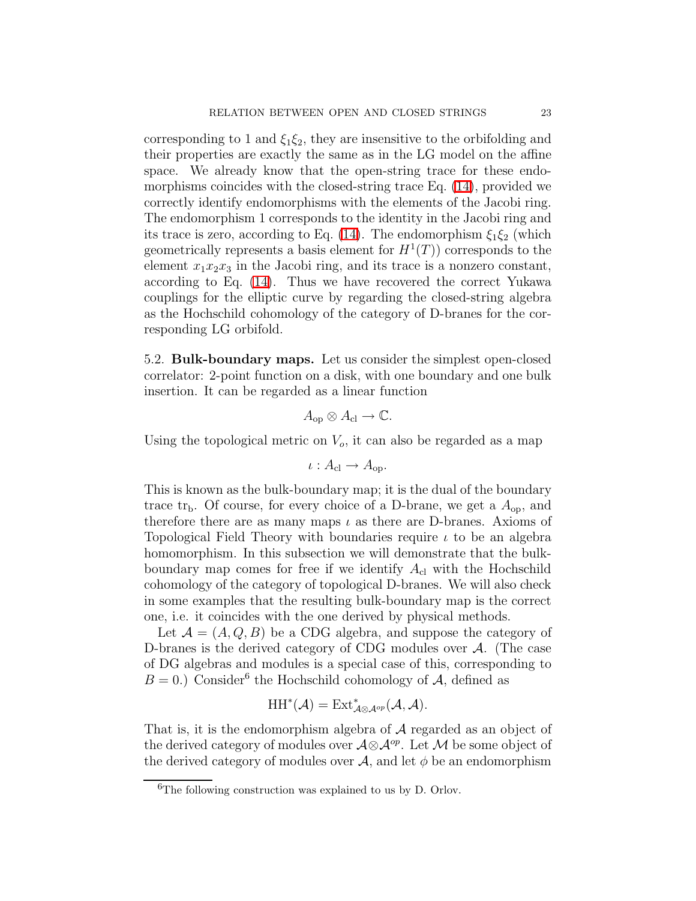corresponding to 1 and $\xi_1\xi_2$, they are insensitive to the orbifolding and their properties are exactly the same as in the LG model on the affine space. We already know that the open-string trace for these endomorphisms coincides with the closed-string trace Eq. (14), provided we correctly identify endomorphisms with the elements of the Jacobi ring. The endomorphism 1 corresponds to the identity in the Jacobi ring and its trace is zero, according to Eq. (14). The endomorphism $\xi_1\xi_2$ (which geometrically represents a basis element for $H^1(T)$) corresponds to the element $x_1x_2x_3$ in the Jacobi ring, and its trace is a nonzero constant, according to Eq. (14). Thus we have recovered the correct Yukawa couplings for the elliptic curve by regarding the closed-string algebra as the Hochschild cohomology of the category of D-branes for the corresponding LG orbifold.

5.2. **Bulk-boundary maps.** Let us consider the simplest open-closed correlator: 2-point function on a disk, with one boundary and one bulk insertion. It can be regarded as a linear function

$$A_{\mathrm{op}} \otimes A_{\mathrm{cl}} \to \mathbb{C}.$$

Using the topological metric on $V_o$, it can also be regarded as a map

$$\iota : A_{\mathrm{cl}} \to A_{\mathrm{op}}.$$

This is known as the bulk-boundary map; it is the dual of the boundary trace $\mathrm{tr}_{\mathrm{b}}$. Of course, for every choice of a D-brane, we get a $A_{\mathrm{op}}$, and therefore there are as many maps $\iota$ as there are D-branes. Axioms of Topological Field Theory with boundaries require $\iota$ to be an algebra homomorphism. In this subsection we will demonstrate that the bulk-boundary map comes for free if we identify $A_{\mathrm{cl}}$ with the Hochschild cohomology of the category of topological D-branes. We will also check in some examples that the resulting bulk-boundary map is the correct one, i.e. it coincides with the one derived by physical methods.

Let $\mathcal{A} = (A, Q, B)$ be a CDG algebra, and suppose the category of D-branes is the derived category of CDG modules over $\mathcal{A}$. (The case of DG algebras and modules is a special case of this, corresponding to $B = 0$.) Consider[6] the Hochschild cohomology of $\mathcal{A}$, defined as

$$\mathrm{HH}^*(\mathcal{A}) = \mathrm{Ext}^*_{\mathcal{A}\otimes\mathcal{A}^{op}}(\mathcal{A}, \mathcal{A}).$$

That is, it is the endomorphism algebra of $\mathcal{A}$ regarded as an object of the derived category of modules over $\mathcal{A}\otimes\mathcal{A}^{op}$. Let $\mathcal{M}$ be some object of the derived category of modules over $\mathcal{A}$, and let $\phi$ be an endomorphism

[6]The following construction was explained to us by D. Orlov.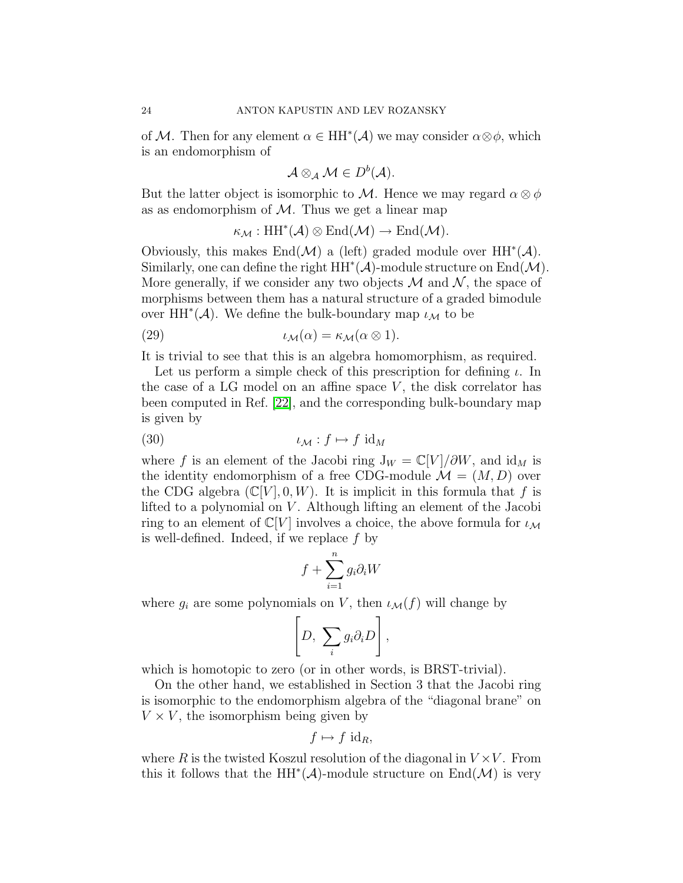of $\mathcal{M}$. Then for any element $\alpha \in \mathrm{HH}^*(\mathcal{A})$ we may consider $\alpha\otimes\phi$, which is an endomorphism of

$$\mathcal{A} \otimes_{\mathcal{A}} \mathcal{M} \in D^b(\mathcal{A}).$$

But the latter object is isomorphic to $\mathcal{M}$. Hence we may regard $\alpha \otimes \phi$ as as endomorphism of $\mathcal{M}$. Thus we get a linear map

$$\kappa_{\mathcal{M}} : \mathrm{HH}^*(\mathcal{A}) \otimes \mathrm{End}(\mathcal{M}) \to \mathrm{End}(\mathcal{M}).$$

Obviously, this makes $\mathrm{End}(\mathcal{M})$ a (left) graded module over $\mathrm{HH}^*(\mathcal{A})$. Similarly, one can define the right $\mathrm{HH}^*(\mathcal{A})$-module structure on $\mathrm{End}(\mathcal{M})$. More generally, if we consider any two objects $\mathcal{M}$ and $\mathcal{N}$, the space of morphisms between them has a natural structure of a graded bimodule over $\mathrm{HH}^*(\mathcal{A})$. We define the bulk-boundary map $\iota_{\mathcal{M}}$ to be

$$\iota_{\mathcal{M}}(\alpha) = \kappa_{\mathcal{M}}(\alpha \otimes 1). \tag{29}$$

It is trivial to see that this is an algebra homomorphism, as required.

Let us perform a simple check of this prescription for defining $\iota$. In the case of a LG model on an affine space $V$, the disk correlator has been computed in Ref. [22], and the corresponding bulk-boundary map is given by

$$\iota_{\mathcal{M}} : f \mapsto f \ \mathrm{id}_M \tag{30}$$

where $f$ is an element of the Jacobi ring $\mathrm{J}_W = \mathbb{C}[V]/\partial W$, and $\mathrm{id}_M$ is the identity endomorphism of a free CDG-module $\mathcal{M} = (M, D)$ over the CDG algebra $(\mathbb{C}[V], 0, W)$. It is implicit in this formula that $f$ is lifted to a polynomial on $V$. Although lifting an element of the Jacobi ring to an element of $\mathbb{C}[V]$ involves a choice, the above formula for $\iota_{\mathcal{M}}$ is well-defined. Indeed, if we replace $f$ by

$$f + \sum_{i=1}^{n} g_i \partial_i W$$

where $g_i$ are some polynomials on $V$, then $\iota_{\mathcal{M}}(f)$ will change by

$$\left[ D,\ \sum_i g_i \partial_i D \right],$$

which is homotopic to zero (or in other words, is BRST-trivial).

On the other hand, we established in Section 3 that the Jacobi ring is isomorphic to the endomorphism algebra of the "diagonal brane" on $V \times V$, the isomorphism being given by

$$f \mapsto f \ \mathrm{id}_R,$$

where $R$ is the twisted Koszul resolution of the diagonal in $V \times V$. From this it follows that the $\mathrm{HH}^*(\mathcal{A})$-module structure on $\mathrm{End}(\mathcal{M})$ is very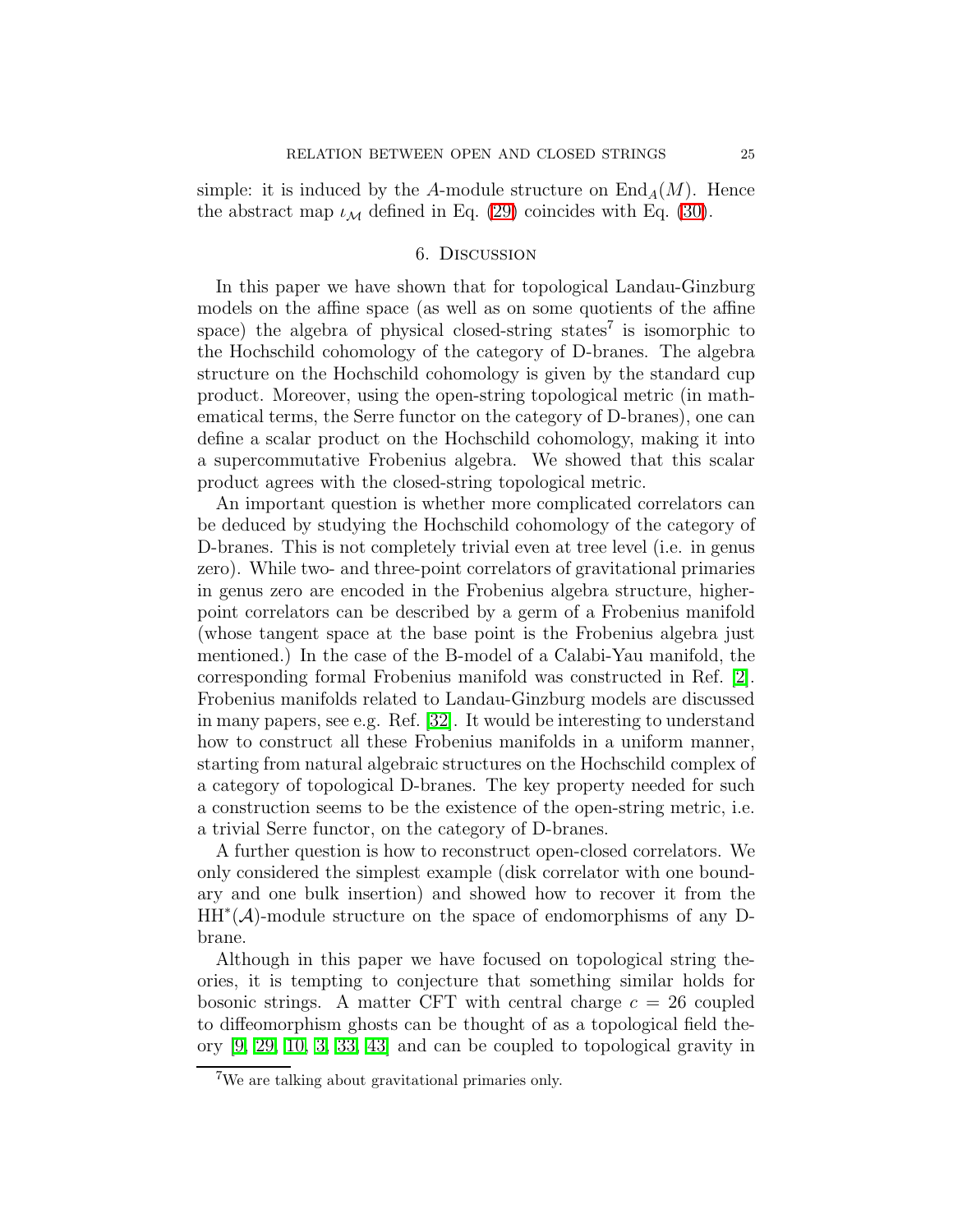simple: it is induced by the $A$-module structure on $\mathrm{End}_A(M)$. Hence the abstract map $\iota_{\mathcal{M}}$ defined in Eq. (29) coincides with Eq. (30).

## 6. Discussion

In this paper we have shown that for topological Landau-Ginzburg models on the affine space (as well as on some quotients of the affine space) the algebra of physical closed-string states[7] is isomorphic to the Hochschild cohomology of the category of D-branes. The algebra structure on the Hochschild cohomology is given by the standard cup product. Moreover, using the open-string topological metric (in mathematical terms, the Serre functor on the category of D-branes), one can define a scalar product on the Hochschild cohomology, making it into a supercommutative Frobenius algebra. We showed that this scalar product agrees with the closed-string topological metric.

An important question is whether more complicated correlators can be deduced by studying the Hochschild cohomology of the category of D-branes. This is not completely trivial even at tree level (i.e. in genus zero). While two- and three-point correlators of gravitational primaries in genus zero are encoded in the Frobenius algebra structure, higher-point correlators can be described by a germ of a Frobenius manifold (whose tangent space at the base point is the Frobenius algebra just mentioned.) In the case of the B-model of a Calabi-Yau manifold, the corresponding formal Frobenius manifold was constructed in Ref. [2]. Frobenius manifolds related to Landau-Ginzburg models are discussed in many papers, see e.g. Ref. [32]. It would be interesting to understand how to construct all these Frobenius manifolds in a uniform manner, starting from natural algebraic structures on the Hochschild complex of a category of topological D-branes. The key property needed for such a construction seems to be the existence of the open-string metric, i.e. a trivial Serre functor, on the category of D-branes.

A further question is how to reconstruct open-closed correlators. We only considered the simplest example (disk correlator with one boundary and one bulk insertion) and showed how to recover it from the $\mathrm{HH}^*(\mathcal{A})$-module structure on the space of endomorphisms of any D-brane.

Although in this paper we have focused on topological string theories, it is tempting to conjecture that something similar holds for bosonic strings. A matter CFT with central charge $c = 26$ coupled to diffeomorphism ghosts can be thought of as a topological field theory [9, 29, 10, 3, 33, 43] and can be coupled to topological gravity in

[7]We are talking about gravitational primaries only.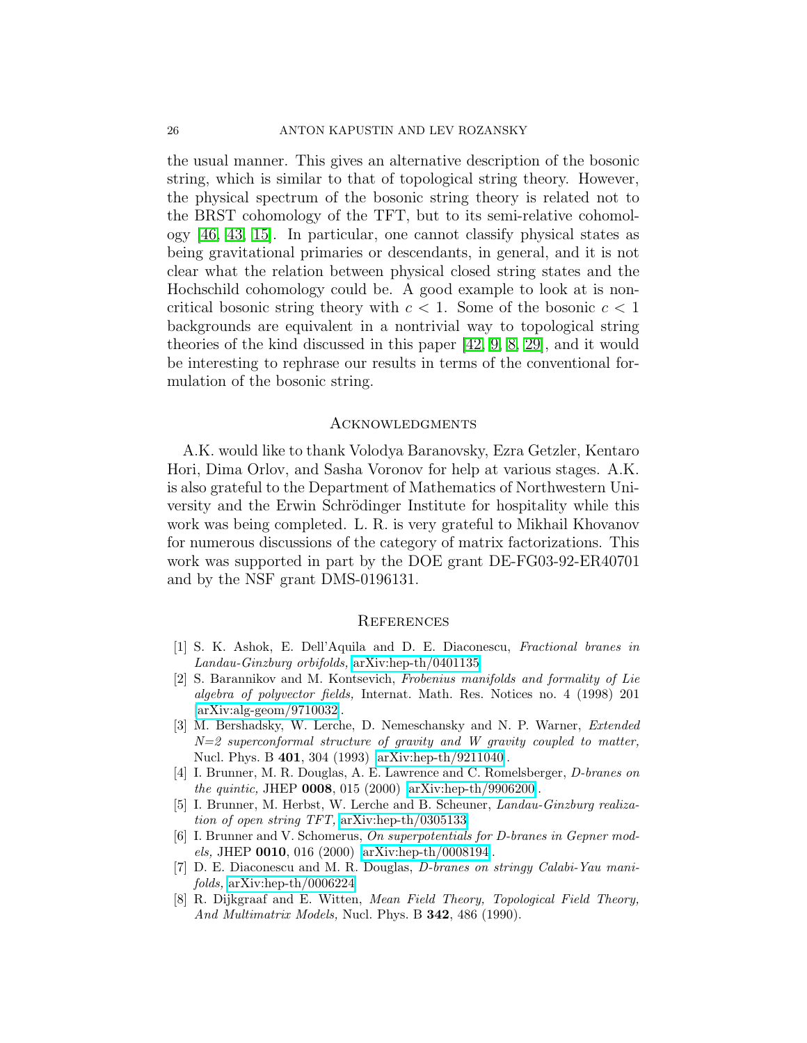the usual manner. This gives an alternative description of the bosonic string, which is similar to that of topological string theory. However, the physical spectrum of the bosonic string theory is related not to the BRST cohomology of the TFT, but to its semi-relative cohomology [46, 43, 15]. In particular, one cannot classify physical states as being gravitational primaries or descendants, in general, and it is not clear what the relation between physical closed string states and the Hochschild cohomology could be. A good example to look at is noncritical bosonic string theory with $c < 1$. Some of the bosonic $c < 1$ backgrounds are equivalent in a nontrivial way to topological string theories of the kind discussed in this paper [42, 9, 8, 29], and it would be interesting to rephrase our results in terms of the conventional formulation of the bosonic string.

## Acknowledgments

A.K. would like to thank Volodya Baranovsky, Ezra Getzler, Kentaro Hori, Dima Orlov, and Sasha Voronov for help at various stages. A.K. is also grateful to the Department of Mathematics of Northwestern University and the Erwin Schrödinger Institute for hospitality while this work was being completed. L. R. is very grateful to Mikhail Khovanov for numerous discussions of the category of matrix factorizations. This work was supported in part by the DOE grant DE-FG03-92-ER40701 and by the NSF grant DMS-0196131.

## References

[1] S. K. Ashok, E. Dell'Aquila and D. E. Diaconescu, *Fractional branes in Landau-Ginzburg orbifolds,* arXiv:hep-th/0401135.

[2] S. Barannikov and M. Kontsevich, *Frobenius manifolds and formality of Lie algebra of polyvector fields,* Internat. Math. Res. Notices no. 4 (1998) 201 [arXiv:alg-geom/9710032].

[3] M. Bershadsky, W. Lerche, D. Nemeschansky and N. P. Warner, *Extended N=2 superconformal structure of gravity and W gravity coupled to matter,* Nucl. Phys. B **401**, 304 (1993) [arXiv:hep-th/9211040].

[4] I. Brunner, M. R. Douglas, A. E. Lawrence and C. Romelsberger, *D-branes on the quintic,* JHEP **0008**, 015 (2000) [arXiv:hep-th/9906200].

[5] I. Brunner, M. Herbst, W. Lerche and B. Scheuner, *Landau-Ginzburg realization of open string TFT,* arXiv:hep-th/0305133.

[6] I. Brunner and V. Schomerus, *On superpotentials for D-branes in Gepner models,* JHEP **0010**, 016 (2000) [arXiv:hep-th/0008194].

[7] D. E. Diaconescu and M. R. Douglas, *D-branes on stringy Calabi-Yau manifolds,* arXiv:hep-th/0006224.

[8] R. Dijkgraaf and E. Witten, *Mean Field Theory, Topological Field Theory, And Multimatrix Models,* Nucl. Phys. B **342**, 486 (1990).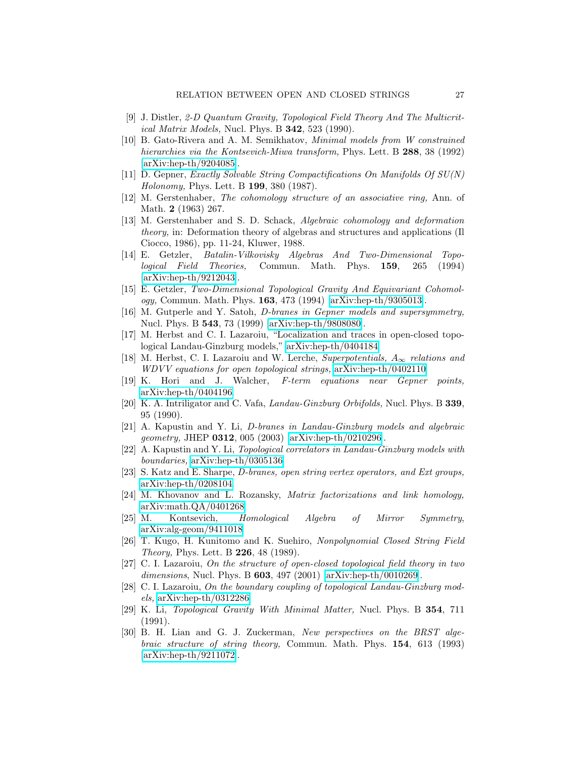[9] J. Distler, *2-D Quantum Gravity, Topological Field Theory And The Multicritical Matrix Models,* Nucl. Phys. B **342**, 523 (1990).

[10] B. Gato-Rivera and A. M. Semikhatov, *Minimal models from W constrained hierarchies via the Kontsevich-Miwa transform,* Phys. Lett. B **288**, 38 (1992) [arXiv:hep-th/9204085].

[11] D. Gepner, *Exactly Solvable String Compactifications On Manifolds Of SU(N) Holonomy,* Phys. Lett. B **199**, 380 (1987).

[12] M. Gerstenhaber, *The cohomology structure of an associative ring,* Ann. of Math. **2** (1963) 267.

[13] M. Gerstenhaber and S. D. Schack, *Algebraic cohomology and deformation theory,* in: Deformation theory of algebras and structures and applications (Il Ciocco, 1986), pp. 11-24, Kluwer, 1988.

[14] E. Getzler, *Batalin-Vilkovisky Algebras And Two-Dimensional Topological Field Theories,* Commun. Math. Phys. **159**, 265 (1994) [arXiv:hep-th/9212043].

[15] E. Getzler, *Two-Dimensional Topological Gravity And Equivariant Cohomology,* Commun. Math. Phys. **163**, 473 (1994) [arXiv:hep-th/9305013].

[16] M. Gutperle and Y. Satoh, *D-branes in Gepner models and supersymmetry,* Nucl. Phys. B **543**, 73 (1999) [arXiv:hep-th/9808080].

[17] M. Herbst and C. I. Lazaroiu, "Localization and traces in open-closed topological Landau-Ginzburg models," arXiv:hep-th/0404184.

[18] M. Herbst, C. I. Lazaroiu and W. Lerche, *Superpotentials, $A_\infty$ relations and WDVV equations for open topological strings,* arXiv:hep-th/0402110.

[19] K. Hori and J. Walcher, *F-term equations near Gepner points,* arXiv:hep-th/0404196.

[20] K. A. Intriligator and C. Vafa, *Landau-Ginzburg Orbifolds,* Nucl. Phys. B **339**, 95 (1990).

[21] A. Kapustin and Y. Li, *D-branes in Landau-Ginzburg models and algebraic geometry,* JHEP **0312**, 005 (2003) [arXiv:hep-th/0210296].

[22] A. Kapustin and Y. Li, *Topological correlators in Landau-Ginzburg models with boundaries,* arXiv:hep-th/0305136.

[23] S. Katz and E. Sharpe, *D-branes, open string vertex operators, and Ext groups,* arXiv:hep-th/0208104.

[24] M. Khovanov and L. Rozansky, *Matrix factorizations and link homology,* arXiv:math.QA/0401268.

[25] M. Kontsevich, *Homological Algebra of Mirror Symmetry,* arXiv:alg-geom/9411018.

[26] T. Kugo, H. Kunitomo and K. Suehiro, *Nonpolynomial Closed String Field Theory,* Phys. Lett. B **226**, 48 (1989).

[27] C. I. Lazaroiu, *On the structure of open-closed topological field theory in two dimensions*, Nucl. Phys. B **603**, 497 (2001) [arXiv:hep-th/0010269].

[28] C. I. Lazaroiu, *On the boundary coupling of topological Landau-Ginzburg models,* arXiv:hep-th/0312286.

[29] K. Li, *Topological Gravity With Minimal Matter,* Nucl. Phys. B **354**, 711 (1991).

[30] B. H. Lian and G. J. Zuckerman, *New perspectives on the BRST algebraic structure of string theory,* Commun. Math. Phys. **154**, 613 (1993) [arXiv:hep-th/9211072].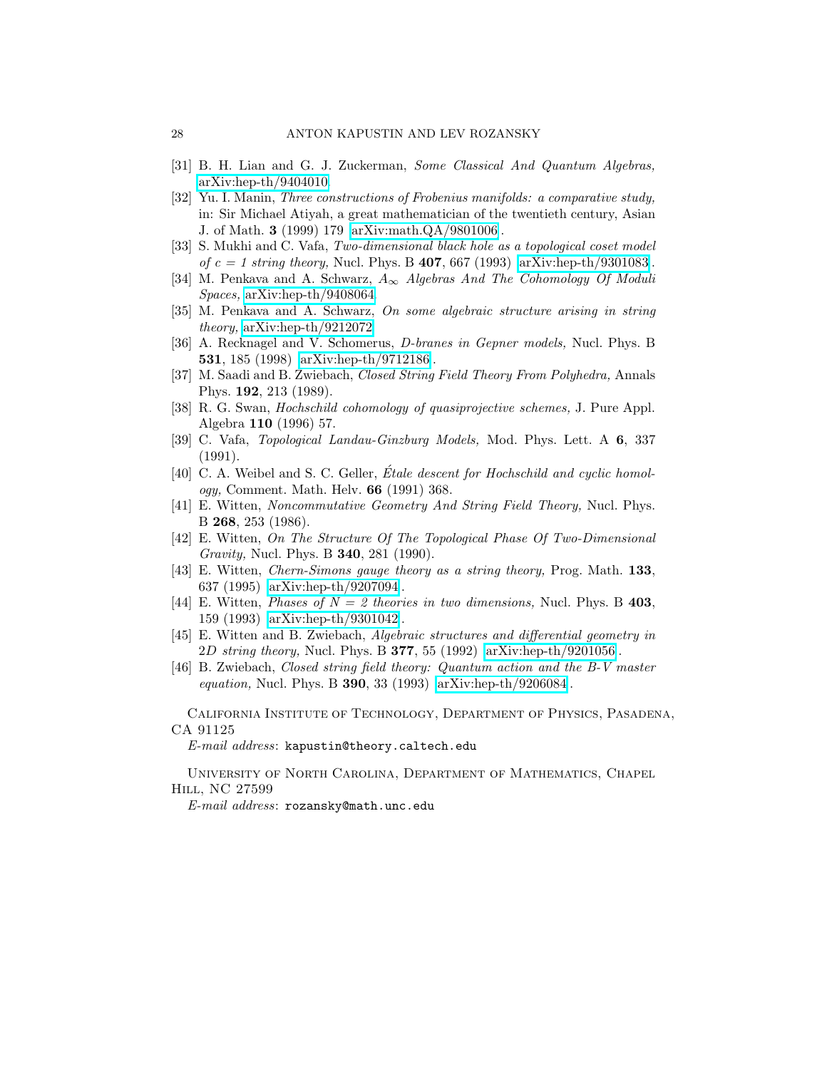[31] B. H. Lian and G. J. Zuckerman, *Some Classical And Quantum Algebras,* arXiv:hep-th/9404010.

[32] Yu. I. Manin, *Three constructions of Frobenius manifolds: a comparative study,* in: Sir Michael Atiyah, a great mathematician of the twentieth century, Asian J. of Math. **3** (1999) 179 arXiv:math.QA/9801006.

[33] S. Mukhi and C. Vafa, *Two-dimensional black hole as a topological coset model of $c = 1$ string theory,* Nucl. Phys. B **407**, 667 (1993) arXiv:hep-th/9301083.

[34] M. Penkava and A. Schwarz, *$A_\infty$ Algebras And The Cohomology Of Moduli Spaces,* arXiv:hep-th/9408064.

[35] M. Penkava and A. Schwarz, *On some algebraic structure arising in string theory,* arXiv:hep-th/9212072.

[36] A. Recknagel and V. Schomerus, *D-branes in Gepner models,* Nucl. Phys. B **531**, 185 (1998) arXiv:hep-th/9712186.

[37] M. Saadi and B. Zwiebach, *Closed String Field Theory From Polyhedra,* Annals Phys. **192**, 213 (1989).

[38] R. G. Swan, *Hochschild cohomology of quasiprojective schemes,* J. Pure Appl. Algebra **110** (1996) 57.

[39] C. Vafa, *Topological Landau-Ginzburg Models,* Mod. Phys. Lett. A **6**, 337 (1991).

[40] C. A. Weibel and S. C. Geller, *Étale descent for Hochschild and cyclic homology,* Comment. Math. Helv. **66** (1991) 368.

[41] E. Witten, *Noncommutative Geometry And String Field Theory,* Nucl. Phys. B **268**, 253 (1986).

[42] E. Witten, *On The Structure Of The Topological Phase Of Two-Dimensional Gravity,* Nucl. Phys. B **340**, 281 (1990).

[43] E. Witten, *Chern-Simons gauge theory as a string theory,* Prog. Math. **133**, 637 (1995) arXiv:hep-th/9207094.

[44] E. Witten, *Phases of $N = 2$ theories in two dimensions,* Nucl. Phys. B **403**, 159 (1993) arXiv:hep-th/9301042.

[45] E. Witten and B. Zwiebach, *Algebraic structures and differential geometry in 2D string theory,* Nucl. Phys. B **377**, 55 (1992) arXiv:hep-th/9201056.

[46] B. Zwiebach, *Closed string field theory: Quantum action and the B-V master equation,* Nucl. Phys. B **390**, 33 (1993) arXiv:hep-th/9206084.

California Institute of Technology, Department of Physics, Pasadena, CA 91125

*E-mail address*: `kapustin@theory.caltech.edu`

University of North Carolina, Department of Mathematics, Chapel Hill, NC 27599

*E-mail address*: `rozansky@math.unc.edu`